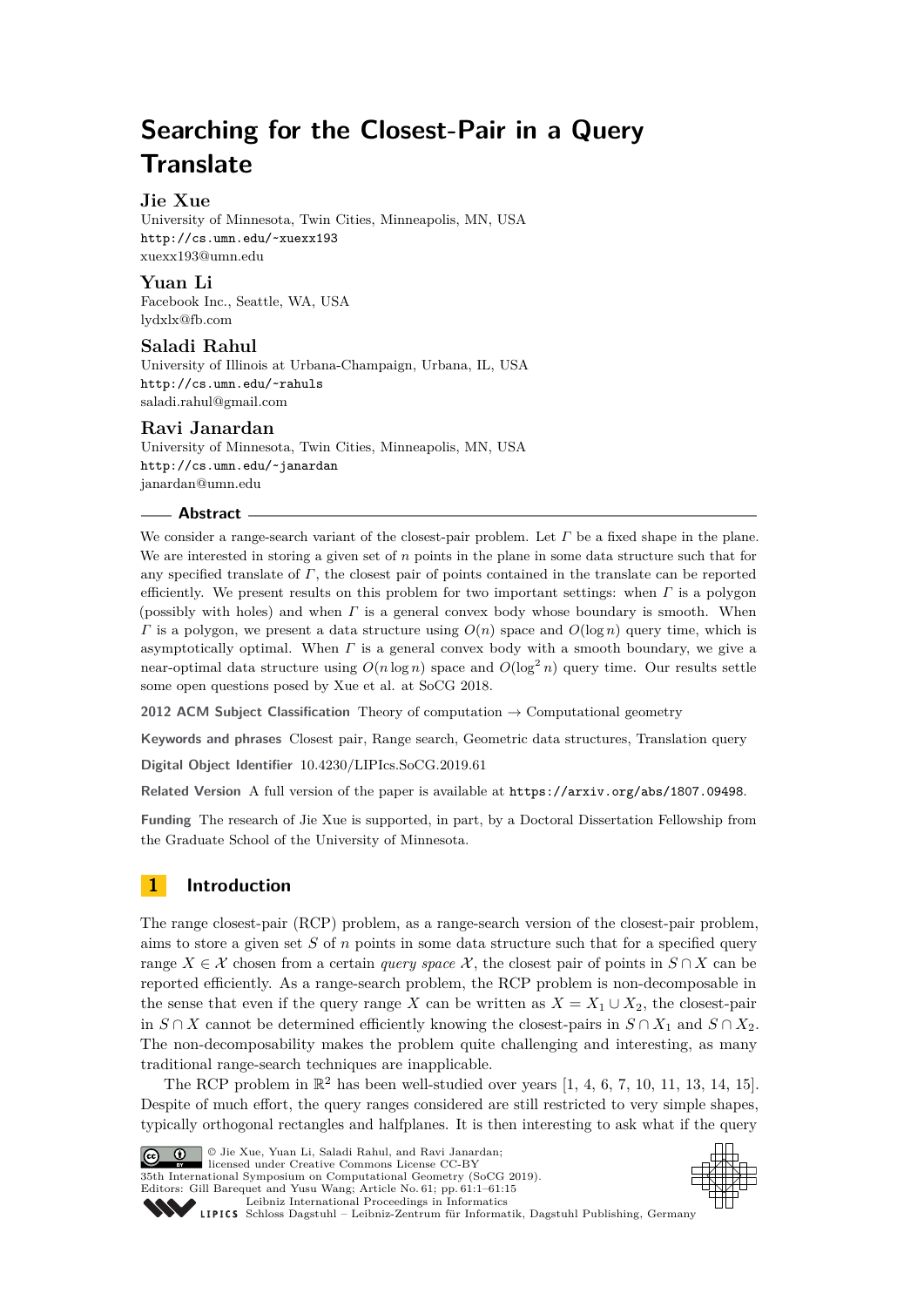# Searching for the Closest-Pair in a Query Translate

**Jie Xue**
University of Minnesota, Twin Cities, Minneapolis, MN, USA
http://cs.umn.edu/~xuexx193
xuexx193@umn.edu

**Yuan Li**
Facebook Inc., Seattle, WA, USA
lydxlx@fb.com

**Saladi Rahul**
University of Illinois at Urbana-Champaign, Urbana, IL, USA
http://cs.umn.edu/~rahuls
saladi.rahul@gmail.com

**Ravi Janardan**
University of Minnesota, Twin Cities, Minneapolis, MN, USA
http://cs.umn.edu/~janardan
janardan@umn.edu

## Abstract

We consider a range-search variant of the closest-pair problem. Let $\Gamma$ be a fixed shape in the plane. We are interested in storing a given set of $n$ points in the plane in some data structure such that for any specified translate of $\Gamma$, the closest pair of points contained in the translate can be reported efficiently. We present results on this problem for two important settings: when $\Gamma$ is a polygon (possibly with holes) and when $\Gamma$ is a general convex body whose boundary is smooth. When $\Gamma$ is a polygon, we present a data structure using $O(n)$ space and $O(\log n)$ query time, which is asymptotically optimal. When $\Gamma$ is a general convex body with a smooth boundary, we give a near-optimal data structure using $O(n \log n)$ space and $O(\log^2 n)$ query time. Our results settle some open questions posed by Xue et al. at SoCG 2018.

**2012 ACM Subject Classification** Theory of computation → Computational geometry

**Keywords and phrases** Closest pair, Range search, Geometric data structures, Translation query

**Digital Object Identifier** 10.4230/LIPIcs.SoCG.2019.61

**Related Version** A full version of the paper is available at https://arxiv.org/abs/1807.09498.

**Funding** The research of Jie Xue is supported, in part, by a Doctoral Dissertation Fellowship from the Graduate School of the University of Minnesota.

## 1 Introduction

The range closest-pair (RCP) problem, as a range-search version of the closest-pair problem, aims to store a given set $S$ of $n$ points in some data structure such that for a specified query range $X \in \mathcal{X}$ chosen from a certain *query space* $\mathcal{X}$, the closest pair of points in $S \cap X$ can be reported efficiently. As a range-search problem, the RCP problem is non-decomposable in the sense that even if the query range $X$ can be written as $X = X_1 \cup X_2$, the closest-pair in $S \cap X$ cannot be determined efficiently knowing the closest-pairs in $S \cap X_1$ and $S \cap X_2$. The non-decomposability makes the problem quite challenging and interesting, as many traditional range-search techniques are inapplicable.

The RCP problem in $\mathbb{R}^2$ has been well-studied over years [1, 4, 6, 7, 10, 11, 13, 14, 15]. Despite of much effort, the query ranges considered are still restricted to very simple shapes, typically orthogonal rectangles and halfplanes. It is then interesting to ask what if the query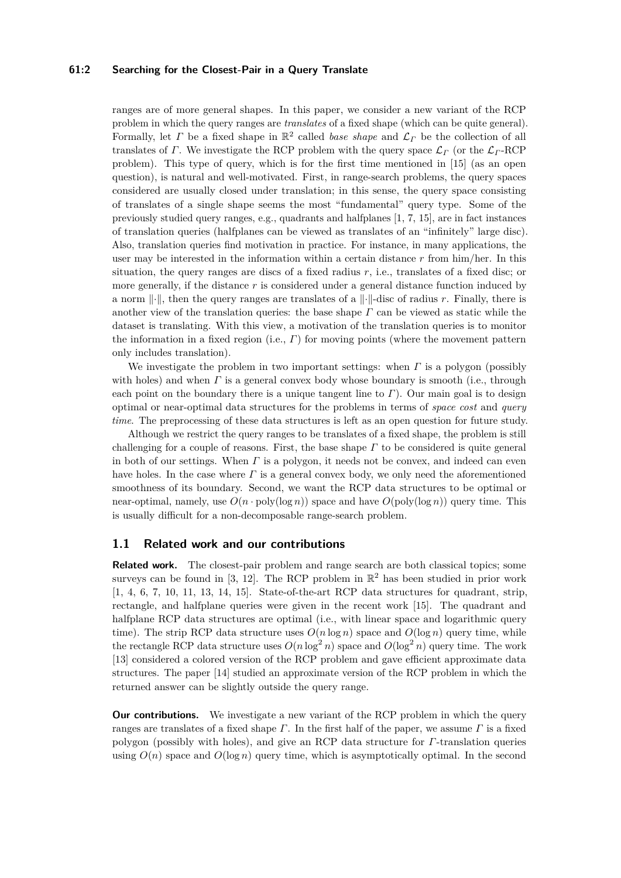ranges are of more general shapes. In this paper, we consider a new variant of the RCP problem in which the query ranges are *translates* of a fixed shape (which can be quite general). Formally, let $\Gamma$ be a fixed shape in $\mathbb{R}^2$ called *base shape* and $\mathcal{L}_\Gamma$ be the collection of all translates of $\Gamma$. We investigate the RCP problem with the query space $\mathcal{L}_\Gamma$ (or the $\mathcal{L}_\Gamma$-RCP problem). This type of query, which is for the first time mentioned in [15] (as an open question), is natural and well-motivated. First, in range-search problems, the query spaces considered are usually closed under translation; in this sense, the query space consisting of translates of a single shape seems the most "fundamental" query type. Some of the previously studied query ranges, e.g., quadrants and halfplanes [1, 7, 15], are in fact instances of translation queries (halfplanes can be viewed as translates of an "infinitely" large disc). Also, translation queries find motivation in practice. For instance, in many applications, the user may be interested in the information within a certain distance $r$ from him/her. In this situation, the query ranges are discs of a fixed radius $r$, i.e., translates of a fixed disc; or more generally, if the distance $r$ is considered under a general distance function induced by a norm $\|\cdot\|$, then the query ranges are translates of a $\|\cdot\|$-disc of radius $r$. Finally, there is another view of the translation queries: the base shape $\Gamma$ can be viewed as static while the dataset is translating. With this view, a motivation of the translation queries is to monitor the information in a fixed region (i.e., $\Gamma$) for moving points (where the movement pattern only includes translation).

We investigate the problem in two important settings: when $\Gamma$ is a polygon (possibly with holes) and when $\Gamma$ is a general convex body whose boundary is smooth (i.e., through each point on the boundary there is a unique tangent line to $\Gamma$). Our main goal is to design optimal or near-optimal data structures for the problems in terms of *space cost* and *query time*. The preprocessing of these data structures is left as an open question for future study.

Although we restrict the query ranges to be translates of a fixed shape, the problem is still challenging for a couple of reasons. First, the base shape $\Gamma$ to be considered is quite general in both of our settings. When $\Gamma$ is a polygon, it needs not be convex, and indeed can even have holes. In the case where $\Gamma$ is a general convex body, we only need the aforementioned smoothness of its boundary. Second, we want the RCP data structures to be optimal or near-optimal, namely, use $O(n \cdot \mathrm{poly}(\log n))$ space and have $O(\mathrm{poly}(\log n))$ query time. This is usually difficult for a non-decomposable range-search problem.

## 1.1 Related work and our contributions

**Related work.** The closest-pair problem and range search are both classical topics; some surveys can be found in [3, 12]. The RCP problem in $\mathbb{R}^2$ has been studied in prior work [1, 4, 6, 7, 10, 11, 13, 14, 15]. State-of-the-art RCP data structures for quadrant, strip, rectangle, and halfplane queries were given in the recent work [15]. The quadrant and halfplane RCP data structures are optimal (i.e., with linear space and logarithmic query time). The strip RCP data structure uses $O(n \log n)$ space and $O(\log n)$ query time, while the rectangle RCP data structure uses $O(n \log^2 n)$ space and $O(\log^2 n)$ query time. The work [13] considered a colored version of the RCP problem and gave efficient approximate data structures. The paper [14] studied an approximate version of the RCP problem in which the returned answer can be slightly outside the query range.

**Our contributions.** We investigate a new variant of the RCP problem in which the query ranges are translates of a fixed shape $\Gamma$. In the first half of the paper, we assume $\Gamma$ is a fixed polygon (possibly with holes), and give an RCP data structure for $\Gamma$-translation queries using $O(n)$ space and $O(\log n)$ query time, which is asymptotically optimal. In the second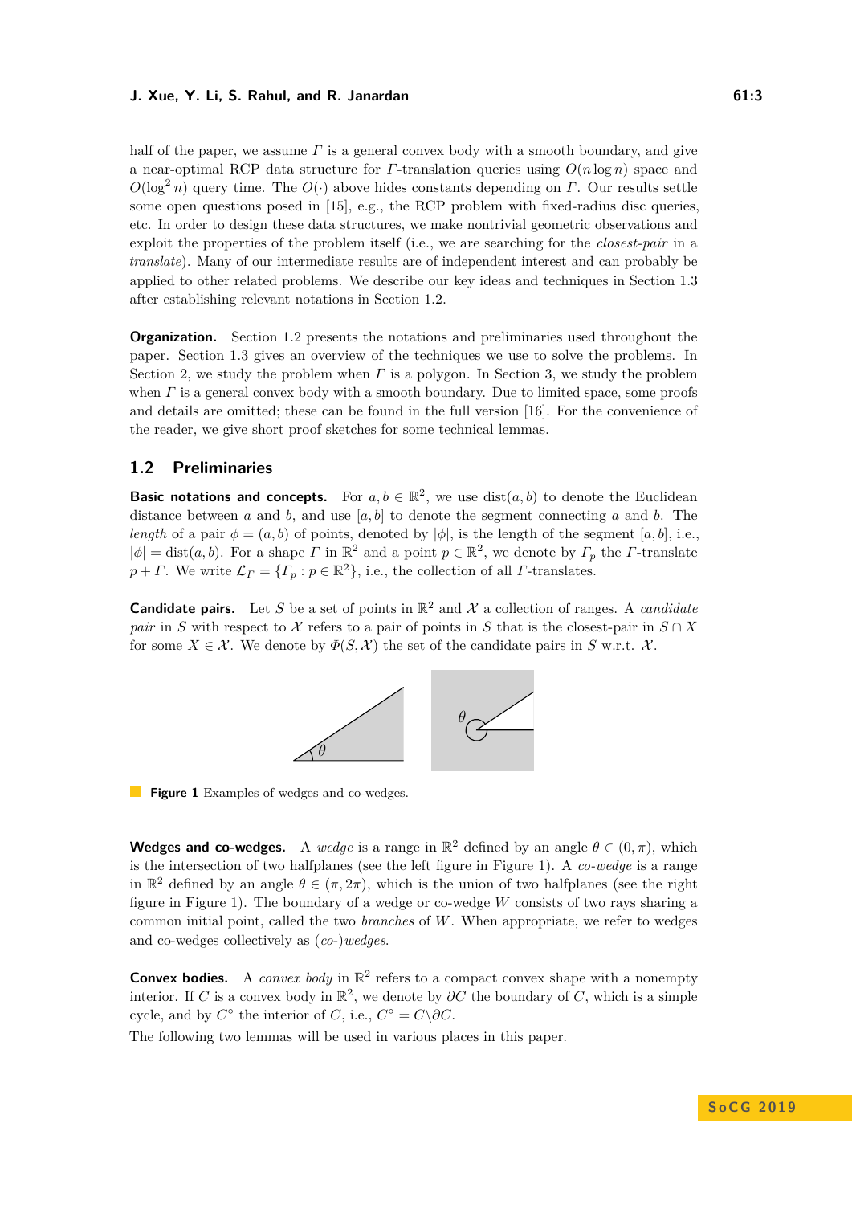half of the paper, we assume $\Gamma$ is a general convex body with a smooth boundary, and give a near-optimal RCP data structure for $\Gamma$-translation queries using $O(n \log n)$ space and $O(\log^2 n)$ query time. The $O(\cdot)$ above hides constants depending on $\Gamma$. Our results settle some open questions posed in [15], e.g., the RCP problem with fixed-radius disc queries, etc. In order to design these data structures, we make nontrivial geometric observations and exploit the properties of the problem itself (i.e., we are searching for the *closest-pair* in a *translate*). Many of our intermediate results are of independent interest and can probably be applied to other related problems. We describe our key ideas and techniques in Section 1.3 after establishing relevant notations in Section 1.2.

**Organization.** Section 1.2 presents the notations and preliminaries used throughout the paper. Section 1.3 gives an overview of the techniques we use to solve the problems. In Section 2, we study the problem when $\Gamma$ is a polygon. In Section 3, we study the problem when $\Gamma$ is a general convex body with a smooth boundary. Due to limited space, some proofs and details are omitted; these can be found in the full version [16]. For the convenience of the reader, we give short proof sketches for some technical lemmas.

## 1.2 Preliminaries

**Basic notations and concepts.** For $a, b \in \mathbb{R}^2$, we use $\text{dist}(a, b)$ to denote the Euclidean distance between $a$ and $b$, and use $[a, b]$ to denote the segment connecting $a$ and $b$. The *length* of a pair $\phi = (a, b)$ of points, denoted by $|\phi|$, is the length of the segment $[a, b]$, i.e., $|\phi| = \text{dist}(a, b)$. For a shape $\Gamma$ in $\mathbb{R}^2$ and a point $p \in \mathbb{R}^2$, we denote by $\Gamma_p$ the $\Gamma$-translate $p + \Gamma$. We write $\mathcal{L}_\Gamma = \{\Gamma_p : p \in \mathbb{R}^2\}$, i.e., the collection of all $\Gamma$-translates.

**Candidate pairs.** Let $S$ be a set of points in $\mathbb{R}^2$ and $\mathcal{X}$ a collection of ranges. A *candidate pair* in $S$ with respect to $\mathcal{X}$ refers to a pair of points in $S$ that is the closest-pair in $S \cap X$ for some $X \in \mathcal{X}$. We denote by $\Phi(S, \mathcal{X})$ the set of the candidate pairs in $S$ w.r.t. $\mathcal{X}$.

**Figure 1** Examples of wedges and co-wedges.

**Wedges and co-wedges.** A *wedge* is a range in $\mathbb{R}^2$ defined by an angle $\theta \in (0, \pi)$, which is the intersection of two halfplanes (see the left figure in Figure 1). A *co-wedge* is a range in $\mathbb{R}^2$ defined by an angle $\theta \in (\pi, 2\pi)$, which is the union of two halfplanes (see the right figure in Figure 1). The boundary of a wedge or co-wedge $W$ consists of two rays sharing a common initial point, called the two *branches* of $W$. When appropriate, we refer to wedges and co-wedges collectively as *(co-)wedges*.

**Convex bodies.** A *convex body* in $\mathbb{R}^2$ refers to a compact convex shape with a nonempty interior. If $C$ is a convex body in $\mathbb{R}^2$, we denote by $\partial C$ the boundary of $C$, which is a simple cycle, and by $C^\circ$ the interior of $C$, i.e., $C^\circ = C \backslash \partial C$.

The following two lemmas will be used in various places in this paper.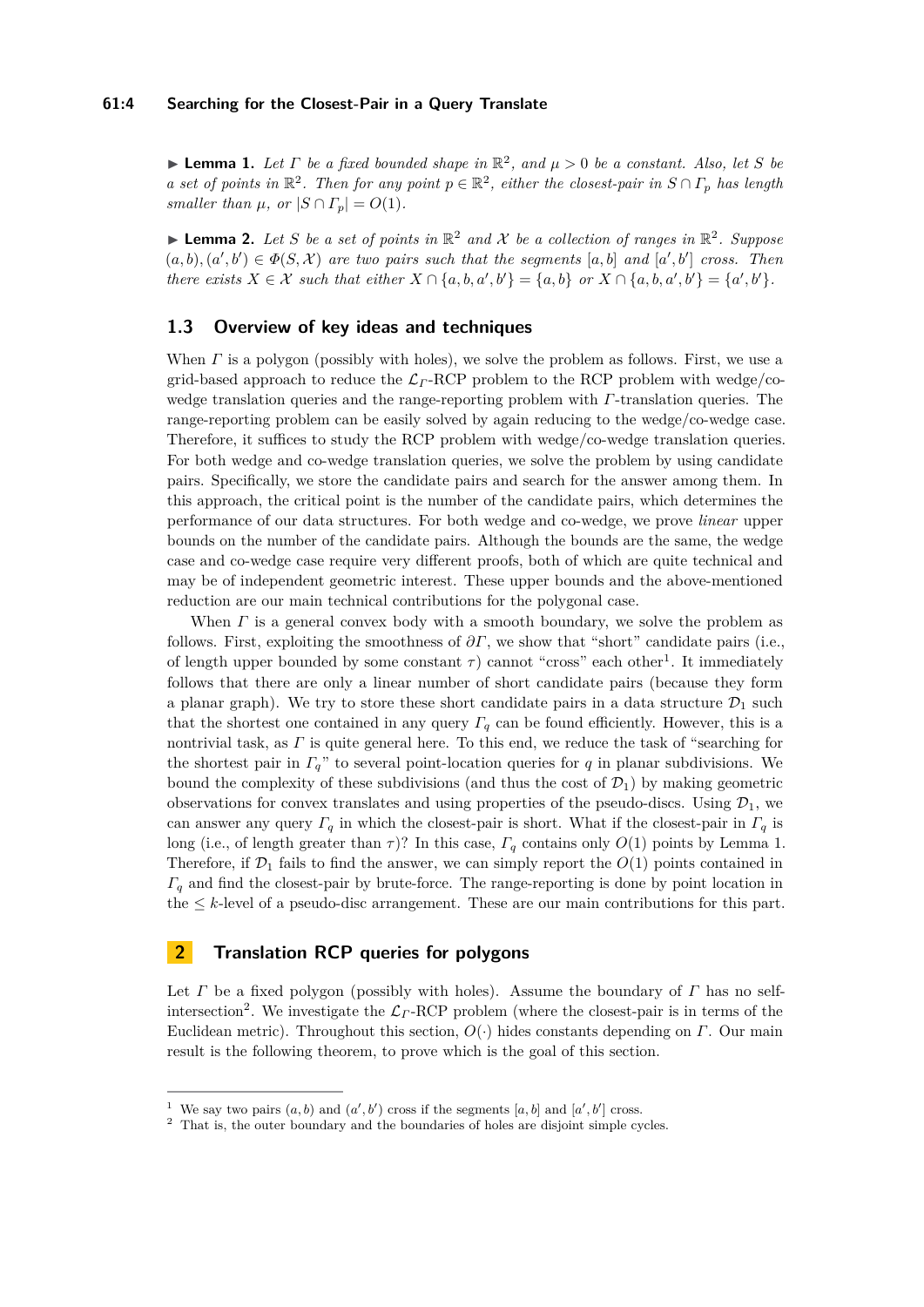▶ **Lemma 1.** *Let $\Gamma$ be a fixed bounded shape in $\mathbb{R}^2$, and $\mu > 0$ be a constant. Also, let $S$ be a set of points in $\mathbb{R}^2$. Then for any point $p \in \mathbb{R}^2$, either the closest-pair in $S \cap \Gamma_p$ has length smaller than $\mu$, or $|S \cap \Gamma_p| = O(1)$.*

▶ **Lemma 2.** *Let $S$ be a set of points in $\mathbb{R}^2$ and $\mathcal{X}$ be a collection of ranges in $\mathbb{R}^2$. Suppose $(a, b), (a', b') \in \Phi(S, \mathcal{X})$ are two pairs such that the segments $[a, b]$ and $[a', b']$ cross. Then there exist $X \in \mathcal{X}$ such that either $X \cap \{a, b, a', b'\} = \{a, b\}$ or $X \cap \{a, b, a', b'\} = \{a', b'\}$.*

## 1.3 Overview of key ideas and techniques

When $\Gamma$ is a polygon (possibly with holes), we solve the problem as follows. First, we use a grid-based approach to reduce the $\mathcal{L}_\Gamma$-RCP problem to the RCP problem with wedge/co-wedge translation queries and the range-reporting problem with $\Gamma$-translation queries. The range-reporting problem can be easily solved by again reducing to the wedge/co-wedge case. Therefore, it suffices to study the RCP problem with wedge/co-wedge translation queries. For both wedge and co-wedge translation queries, we solve the problem by using candidate pairs. Specifically, we store the candidate pairs and search for the answer among them. In this approach, the critical point is the number of the candidate pairs, which determines the performance of our data structures. For both wedge and co-wedge, we prove *linear* upper bounds on the number of the candidate pairs. Although the bounds are the same, the wedge case and co-wedge case require very different proofs, both of which are quite technical and may be of independent geometric interest. These upper bounds and the above-mentioned reduction are our main technical contributions for the polygonal case.

When $\Gamma$ is a general convex body with a smooth boundary, we solve the problem as follows. First, exploiting the smoothness of $\partial\Gamma$, we show that "short" candidate pairs (i.e., of length upper bounded by some constant $\tau$) cannot "cross" each other[1]. It immediately follows that there are only a linear number of short candidate pairs (because they form a planar graph). We try to store these short candidate pairs in a data structure $\mathcal{D}_1$ such that the shortest one contained in any query $\Gamma_q$ can be found efficiently. However, this is a nontrivial task, as $\Gamma$ is quite general here. To this end, we reduce the task of "searching for the shortest pair in $\Gamma_q$" to several point-location queries for $q$ in planar subdivisions. We bound the complexity of these subdivisions (and thus the cost of $\mathcal{D}_1$) by making geometric observations for convex translates and using properties of the pseudo-discs. Using $\mathcal{D}_1$, we can answer any query $\Gamma_q$ in which the closest-pair is short. What if the closest-pair in $\Gamma_q$ is long (i.e., of length greater than $\tau$)? In this case, $\Gamma_q$ contains only $O(1)$ points by Lemma 1. Therefore, if $\mathcal{D}_1$ fails to find the answer, we can simply report the $O(1)$ points contained in $\Gamma_q$ and find the closest-pair by brute-force. The range-reporting is done by point location in the $\leq k$-level of a pseudo-disc arrangement. These are our main contributions for this part.

# 2 Translation RCP queries for polygons

Let $\Gamma$ be a fixed polygon (possibly with holes). Assume the boundary of $\Gamma$ has no self-intersection[2]. We investigate the $\mathcal{L}_\Gamma$-RCP problem (where the closest-pair is in terms of the Euclidean metric). Throughout this section, $O(\cdot)$ hides constants depending on $\Gamma$. Our main result is the following theorem, to prove which is the goal of this section.

---

[1] We say two pairs $(a, b)$ and $(a', b')$ cross if the segments $[a, b]$ and $[a', b']$ cross.

[2] That is, the outer boundary and the boundaries of holes are disjoint simple cycles.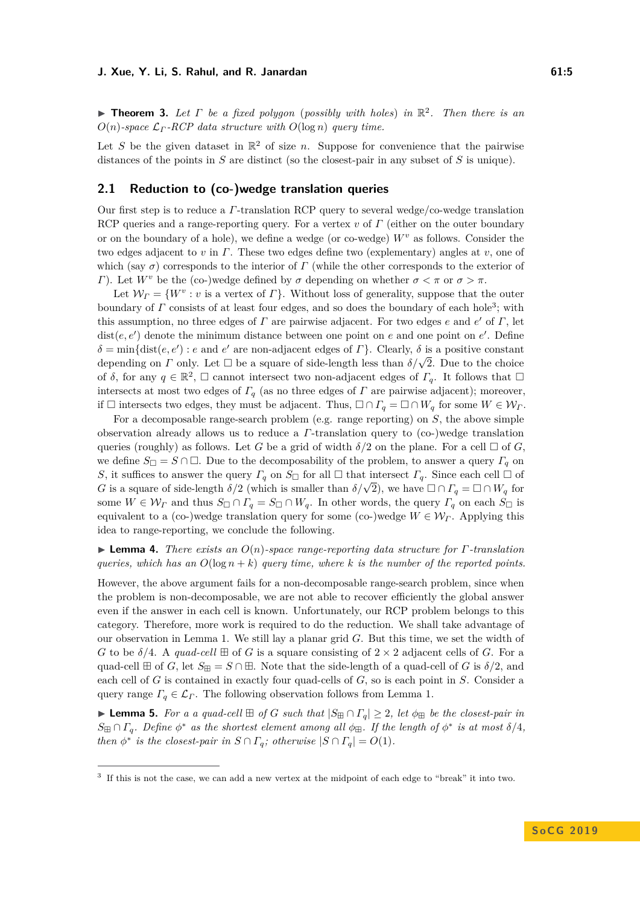▶ **Theorem 3.** *Let $\Gamma$ be a fixed polygon (possibly with holes) in $\mathbb{R}^2$. Then there is an $O(n)$-space $\mathcal{L}_\Gamma$-RCP data structure with $O(\log n)$ query time.*

Let $S$ be the given dataset in $\mathbb{R}^2$ of size $n$. Suppose for convenience that the pairwise distances of the points in $S$ are distinct (so the closest-pair in any subset of $S$ is unique).

## 2.1 Reduction to (co-)wedge translation queries

Our first step is to reduce a $\Gamma$-translation RCP query to several wedge/co-wedge translation RCP queries and a range-reporting query. For a vertex $v$ of $\Gamma$ (either on the outer boundary or on the boundary of a hole), we define a wedge (or co-wedge) $W^v$ as follows. Consider the two edges adjacent to $v$ in $\Gamma$. These two edges define two (explementary) angles at $v$, one of which (say $\sigma$) corresponds to the interior of $\Gamma$ (while the other corresponds to the exterior of $\Gamma$). Let $W^v$ be the (co-)wedge defined by $\sigma$ depending on whether $\sigma < \pi$ or $\sigma > \pi$.

Let $\mathcal{W}_\Gamma = \{W^v : v \text{ is a vertex of } \Gamma\}$. Without loss of generality, suppose that the outer boundary of $\Gamma$ consists of at least four edges, and so does the boundary of each hole[3]; with this assumption, no three edges of $\Gamma$ are pairwise adjacent. For two edges $e$ and $e'$ of $\Gamma$, let $\text{dist}(e, e')$ denote the minimum distance between one point on $e$ and one point on $e'$. Define $\delta = \min\{\text{dist}(e, e') : e \text{ and } e' \text{ are non-adjacent edges of } \Gamma\}$. Clearly, $\delta$ is a positive constant depending on $\Gamma$ only. Let $\Box$ be a square of side-length less than $\delta/\sqrt{2}$. Due to the choice of $\delta$, for any $q \in \mathbb{R}^2$, $\Box$ cannot intersect two non-adjacent edges of $\Gamma_q$. It follows that $\Box$ intersects at most two edges of $\Gamma_q$ (as no three edges of $\Gamma$ are pairwise adjacent); moreover, if $\Box$ intersects two edges, they must be adjacent. Thus, $\Box \cap \Gamma_q = \Box \cap W_q$ for some $W \in \mathcal{W}_\Gamma$.

For a decomposable range-search problem (e.g. range reporting) on $S$, the above simple observation already allows us to reduce a $\Gamma$-translation query to (co-)wedge translation queries (roughly) as follows. Let $G$ be a grid of width $\delta/2$ on the plane. For a cell $\Box$ of $G$, we define $S_\Box = S \cap \Box$. Due to the decomposability of the problem, to answer a query $\Gamma_q$ on $S$, it suffices to answer the query $\Gamma_q$ on $S_\Box$ for all $\Box$ that intersect $\Gamma_q$. Since each cell $\Box$ of $G$ is a square of side-length $\delta/2$ (which is smaller than $\delta/\sqrt{2}$), we have $\Box \cap \Gamma_q = \Box \cap W_q$ for some $W \in \mathcal{W}_\Gamma$ and thus $S_\Box \cap \Gamma_q = S_\Box \cap W_q$. In other words, the query $\Gamma_q$ on each $S_\Box$ is equivalent to a (co-)wedge translation query for some (co-)wedge $W \in \mathcal{W}_\Gamma$. Applying this idea to range-reporting, we conclude the following.

▶ **Lemma 4.** *There exists an $O(n)$-space range-reporting data structure for $\Gamma$-translation queries, which has an $O(\log n + k)$ query time, where $k$ is the number of the reported points.*

However, the above argument fails for a non-decomposable range-search problem, since when the problem is non-decomposable, we are not able to recover efficiently the global answer even if the answer in each cell is known. Unfortunately, our RCP problem belongs to this category. Therefore, more work is required to do the reduction. We shall take advantage of our observation in Lemma 1. We still lay a planar grid $G$. But this time, we set the width of $G$ to be $\delta/4$. A *quad-cell* $\boxplus$ of $G$ is a square consisting of $2 \times 2$ adjacent cells of $G$. For a quad-cell $\boxplus$ of $G$, let $S_\boxplus = S \cap \boxplus$. Note that the side-length of a quad-cell of $G$ is $\delta/2$, and each cell of $G$ is contained in exactly four quad-cells of $G$, so is each point in $S$. Consider a query range $\Gamma_q \in \mathcal{L}_\Gamma$. The following observation follows from Lemma 1.

▶ **Lemma 5.** *For a quad-cell $\boxplus$ of $G$ such that $|S_\boxplus \cap \Gamma_q| \geq 2$, let $\phi_\boxplus$ be the closest-pair in $S_\boxplus \cap \Gamma_q$. Define $\phi^*$ as the shortest element among all $\phi_\boxplus$. If the length of $\phi^*$ is at most $\delta/4$, then $\phi^*$ is the closest-pair in $S \cap \Gamma_q$; otherwise $|S \cap \Gamma_q| = O(1)$.*

---

[3] If this is not the case, we can add a new vertex at the midpoint of each edge to "break" it into two.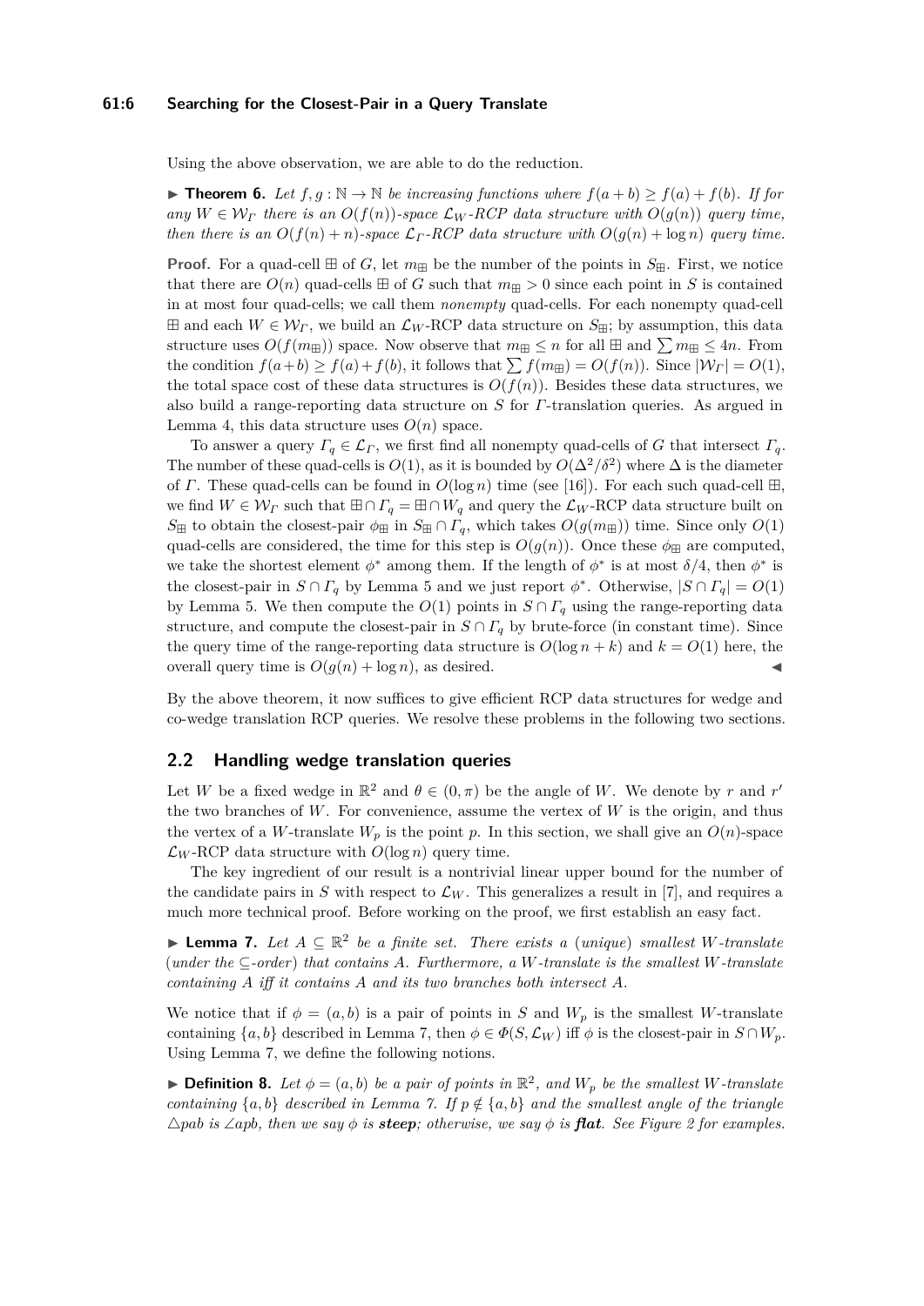Using the above observation, we are able to do the reduction.

▶ **Theorem 6.** *Let $f, g : \mathbb{N} \to \mathbb{N}$ be increasing functions where $f(a+b) \geq f(a) + f(b)$. If for any $W \in \mathcal{W}_\Gamma$ there is an $O(f(n))$-space $\mathcal{L}_W$-RCP data structure with $O(g(n))$ query time, then there is an $O(f(n)+n)$-space $\mathcal{L}_\Gamma$-RCP data structure with $O(g(n)+\log n)$ query time.*

**Proof.** For a quad-cell $\boxplus$ of $G$, let $m_\boxplus$ be the number of the points in $S_\boxplus$. First, we notice that there are $O(n)$ quad-cells $\boxplus$ of $G$ such that $m_\boxplus > 0$ since each point in $S$ is contained in at most four quad-cells; we call them *nonempty* quad-cells. For each nonempty quad-cell $\boxplus$ and each $W \in \mathcal{W}_\Gamma$, we build an $\mathcal{L}_W$-RCP data structure on $S_\boxplus$; by assumption, this data structure uses $O(f(m_\boxplus))$ space. Now observe that $m_\boxplus \leq n$ for all $\boxplus$ and $\sum m_\boxplus \leq 4n$. From the condition $f(a+b) \geq f(a)+f(b)$, it follows that $\sum f(m_\boxplus) = O(f(n))$. Since $|\mathcal{W}_\Gamma| = O(1)$, the total space cost of these data structures is $O(f(n))$. Besides these data structures, we also build a range-reporting data structure on $S$ for $\Gamma$-translation queries. As argued in Lemma 4, this data structure uses $O(n)$ space.

To answer a query $\Gamma_q \in \mathcal{L}_\Gamma$, we first find all nonempty quad-cells of $G$ that intersect $\Gamma_q$. The number of these quad-cells is $O(1)$, as it is bounded by $O(\Delta^2/\delta^2)$ where $\Delta$ is the diameter of $\Gamma$. These quad-cells can be found in $O(\log n)$ time (see [16]). For each such quad-cell $\boxplus$, we find $W \in \mathcal{W}_\Gamma$ such that $\boxplus \cap \Gamma_q = \boxplus \cap W_q$ and query the $\mathcal{L}_W$-RCP data structure built on $S_\boxplus$ to obtain the closest-pair $\phi_\boxplus$ in $S_\boxplus \cap \Gamma_q$, which takes $O(g(m_\boxplus))$ time. Since only $O(1)$ quad-cells are considered, the time for this step is $O(g(n))$. Once these $\phi_\boxplus$ are computed, we take the shortest element $\phi^*$ among them. If the length of $\phi^*$ is at most $\delta/4$, then $\phi^*$ is the closest-pair in $S \cap \Gamma_q$ by Lemma 5 and we just report $\phi^*$. Otherwise, $|S \cap \Gamma_q| = O(1)$ by Lemma 5. We then compute the $O(1)$ points in $S \cap \Gamma_q$ using the range-reporting data structure, and compute the closest-pair in $S \cap \Gamma_q$ by brute-force (in constant time). Since the query time of the range-reporting data structure is $O(\log n + k)$ and $k = O(1)$ here, the overall query time is $O(g(n) + \log n)$, as desired. ◀

By the above theorem, it now suffices to give efficient RCP data structures for wedge and co-wedge translation RCP queries. We resolve these problems in the following two sections.

## 2.2 Handling wedge translation queries

Let $W$ be a fixed wedge in $\mathbb{R}^2$ and $\theta \in (0, \pi)$ be the angle of $W$. We denote by $r$ and $r'$ the two branches of $W$. For convenience, assume the vertex of $W$ is the origin, and thus the vertex of a $W$-translate $W_p$ is the point $p$. In this section, we shall give an $O(n)$-space $\mathcal{L}_W$-RCP data structure with $O(\log n)$ query time.

The key ingredient of our result is a nontrivial linear upper bound for the number of the candidate pairs in $S$ with respect to $\mathcal{L}_W$. This generalizes a result in [7], and requires a much more technical proof. Before working on the proof, we first establish an easy fact.

▶ **Lemma 7.** *Let $A \subseteq \mathbb{R}^2$ be a finite set. There exists a (unique) smallest $W$-translate (under the $\subseteq$-order) that contains $A$. Furthermore, a $W$-translate is the smallest $W$-translate containing $A$ iff it contains $A$ and its two branches both intersect $A$.*

We notice that if $\phi = (a, b)$ is a pair of points in $S$ and $W_p$ is the smallest $W$-translate containing $\{a, b\}$ described in Lemma 7, then $\phi \in \Phi(S, \mathcal{L}_W)$ iff $\phi$ is the closest-pair in $S \cap W_p$. Using Lemma 7, we define the following notions.

▶ **Definition 8.** *Let $\phi = (a, b)$ be a pair of points in $\mathbb{R}^2$, and $W_p$ be the smallest $W$-translate containing $\{a, b\}$ described in Lemma 7. If $p \notin \{a, b\}$ and the smallest angle of the triangle $\triangle pab$ is $\angle apb$, then we say $\phi$ is **steep**; otherwise, we say $\phi$ is **flat**. See Figure 2 for examples.*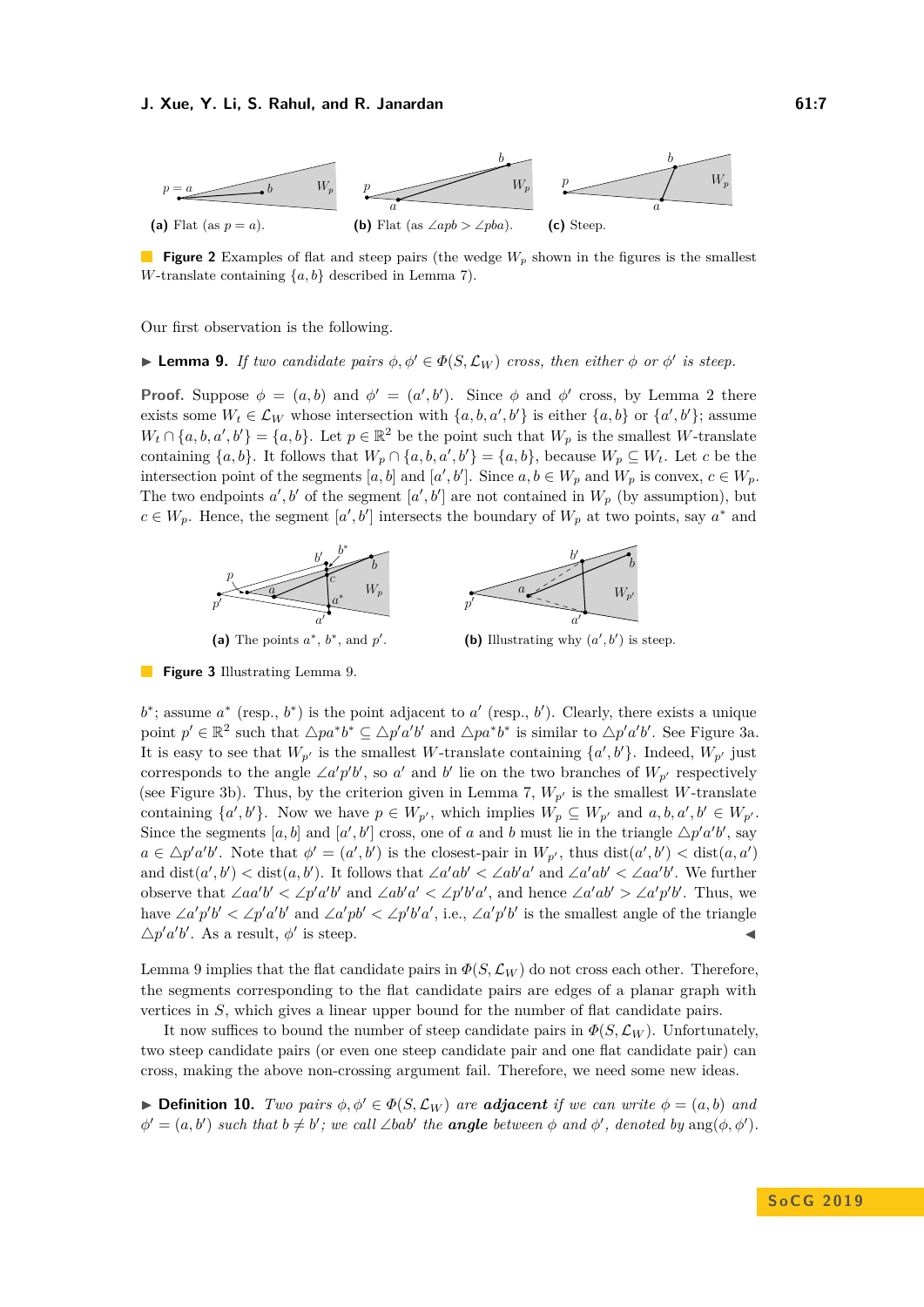**(a)** Flat (as $p = a$). **(b)** Flat (as $\angle apb > \angle pba$). **(c)** Steep.

**Figure 2** Examples of flat and steep pairs (the wedge $W_p$ shown in the figures is the smallest $W$-translate containing $\{a, b\}$ described in Lemma 7).

Our first observation is the following.

▶ **Lemma 9.** *If two candidate pairs $\phi, \phi' \in \Phi(S, \mathcal{L}_W)$ cross, then either $\phi$ or $\phi'$ is steep.*

**Proof.** Suppose $\phi = (a, b)$ and $\phi' = (a', b')$. Since $\phi$ and $\phi'$ cross, by Lemma 2 there exists some $W_t \in \mathcal{L}_W$ whose intersection with $\{a, b, a', b'\}$ is either $\{a, b\}$ or $\{a', b'\}$; assume $W_t \cap \{a, b, a', b'\} = \{a, b\}$. Let $p \in \mathbb{R}^2$ be the point such that $W_p$ is the smallest $W$-translate containing $\{a, b\}$. It follows that $W_p \cap \{a, b, a', b'\} = \{a, b\}$, because $W_p \subseteq W_t$. Let $c$ be the intersection point of the segments $[a, b]$ and $[a', b']$. Since $a, b \in W_p$ and $W_p$ is convex, $c \in W_p$. The two endpoints $a', b'$ of the segment $[a', b']$ are not contained in $W_p$ (by assumption), but $c \in W_p$. Hence, the segment $[a', b']$ intersects the boundary of $W_p$ at two points, say $a^*$ and $b^*$; assume $a^*$ (resp., $b^*$) is the point adjacent to $a'$ (resp., $b'$). Clearly, there exists a unique point $p' \in \mathbb{R}^2$ such that $\triangle pa^*b^* \subseteq \triangle p'a'b'$ and $\triangle pa^*b^*$ is similar to $\triangle p'a'b'$. See Figure 3a. It is easy to see that $W_{p'}$ is the smallest $W$-translate containing $\{a', b'\}$. Indeed, $W_{p'}$ just corresponds to the angle $\angle a'p'b'$, so $a'$ and $b'$ lie on the two branches of $W_{p'}$ respectively (see Figure 3b). Thus, by the criterion given in Lemma 7, $W_{p'}$ is the smallest $W$-translate containing $\{a', b'\}$. Now we have $p \in W_{p'}$, which implies $W_p \subseteq W_{p'}$ and $a, b, a', b' \in W_{p'}$. Since the segments $[a, b]$ and $[a', b']$ cross, one of $a$ and $b$ must lie in the triangle $\triangle p'a'b'$, say $a \in \triangle p'a'b'$. Note that $\phi' = (a', b')$ is the closest-pair in $W_{p'}$, thus $\mathrm{dist}(a', b') < \mathrm{dist}(a, a')$ and $\mathrm{dist}(a', b') < \mathrm{dist}(a, b')$. It follows that $\angle a'ab' < \angle ab'a'$ and $\angle a'ab' < \angle aa'b'$. We further observe that $\angle aa'b' < \angle p'a'b'$ and $\angle ab'a' < \angle p'b'a'$, and hence $\angle a'ab' > \angle a'p'b'$. Thus, we have $\angle a'p'b' < \angle p'a'b'$ and $\angle a'pb' < \angle p'b'a'$, i.e., $\angle a'p'b'$ is the smallest angle of the triangle $\triangle p'a'b'$. As a result, $\phi'$ is steep. ◀

**(a)** The points $a^*$, $b^*$, and $p'$. **(b)** Illustrating why $(a', b')$ is steep.

**Figure 3** Illustrating Lemma 9.

Lemma 9 implies that the flat candidate pairs in $\Phi(S, \mathcal{L}_W)$ do not cross each other. Therefore, the segments corresponding to the flat candidate pairs are edges of a planar graph with vertices in $S$, which gives a linear upper bound for the number of flat candidate pairs.

It now suffices to bound the number of steep candidate pairs in $\Phi(S, \mathcal{L}_W)$. Unfortunately, two steep candidate pairs (or even one steep candidate pair and one flat candidate pair) can cross, making the above non-crossing argument fail. Therefore, we need some new ideas.

▶ **Definition 10.** *Two pairs $\phi, \phi' \in \Phi(S, \mathcal{L}_W)$ are* ***adjacent*** *if we can write $\phi = (a, b)$ and $\phi' = (a, b')$ such that $b \neq b'$; we call $\angle bab'$ the* ***angle*** *between $\phi$ and $\phi'$, denoted by $\mathrm{ang}(\phi, \phi')$.*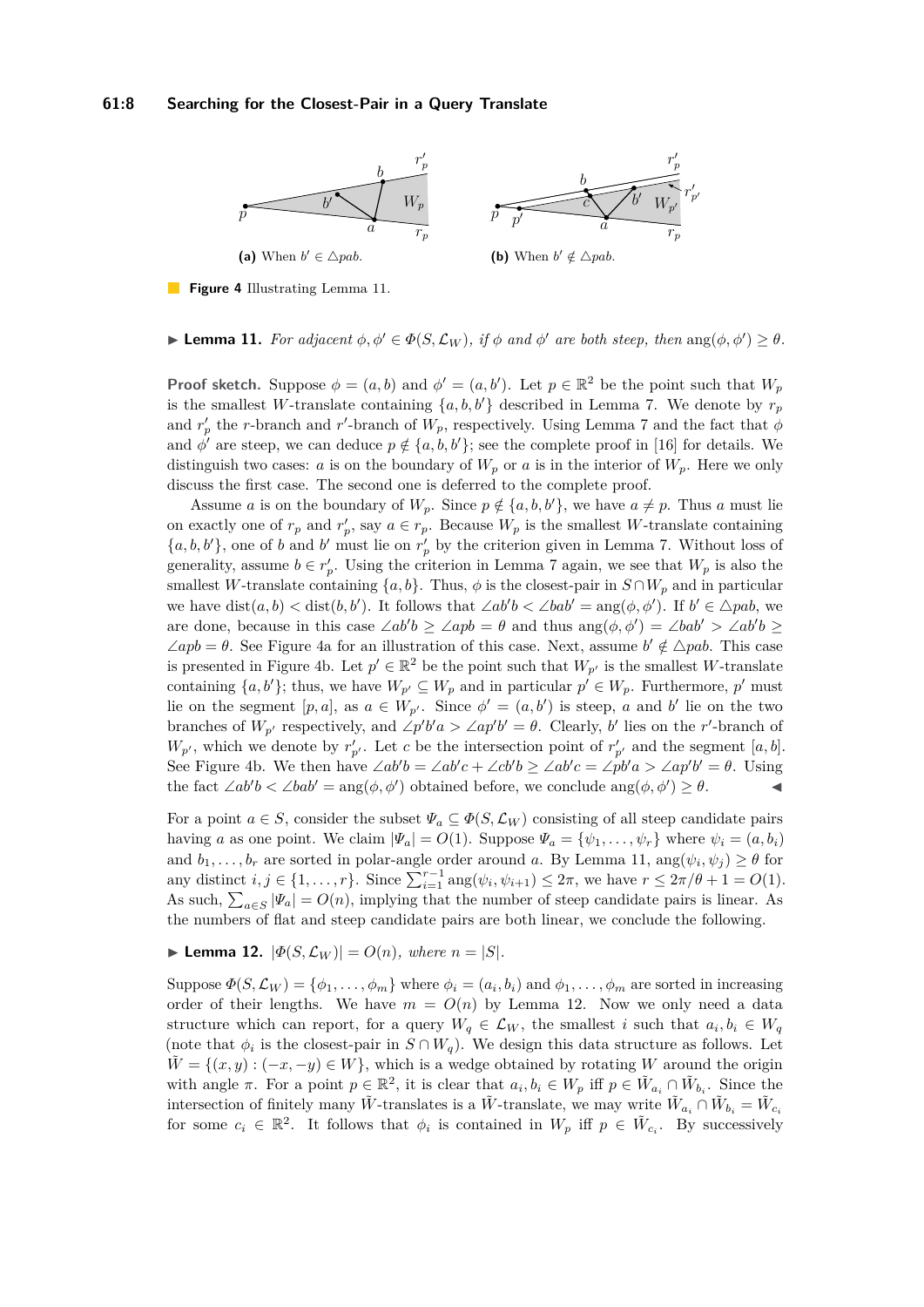**(a)** When $b' \in \triangle pab$.

**(b)** When $b' \notin \triangle pab$.

**Figure 4** Illustrating Lemma 11.

▶ **Lemma 11.** *For adjacent $\phi, \phi' \in \Phi(S, \mathcal{L}_W)$, if $\phi$ and $\phi'$ are both steep, then $\text{ang}(\phi, \phi') \geq \theta$.*

**Proof sketch.** Suppose $\phi = (a, b)$ and $\phi' = (a, b')$. Let $p \in \mathbb{R}^2$ be the point such that $W_p$ is the smallest $W$-translate containing $\{a, b, b'\}$ described in Lemma 7. We denote by $r_p$ and $r'_p$ the $r$-branch and $r'$-branch of $W_p$, respectively. Using Lemma 7 and the fact that $\phi$ and $\phi'$ are steep, we can deduce $p \notin \{a, b, b'\}$; see the complete proof in [16] for details. We distinguish two cases: $a$ is on the boundary of $W_p$ or $a$ is in the interior of $W_p$. Here we only discuss the first case. The second one is deferred to the complete proof.

Assume $a$ is on the boundary of $W_p$. Since $p \notin \{a, b, b'\}$, we have $a \neq p$. Thus $a$ must lie on exactly one of $r_p$ and $r'_p$, say $a \in r_p$. Because $W_p$ is the smallest $W$-translate containing $\{a, b, b'\}$, one of $b$ and $b'$ must lie on $r'_p$ by the criterion given in Lemma 7. Without loss of generality, assume $b \in r'_p$. Using the criterion in Lemma 7 again, we see that $W_p$ is also the smallest $W$-translate containing $\{a, b\}$. Thus, $\phi$ is the closest-pair in $S \cap W_p$ and in particular we have $\text{dist}(a, b) < \text{dist}(b, b')$. It follows that $\angle ab'b < \angle bab' = \text{ang}(\phi, \phi')$. If $b' \in \triangle pab$, we are done, because in this case $\angle ab'b \geq \angle apb = \theta$ and thus $\text{ang}(\phi, \phi') = \angle bab' > \angle ab'b \geq \angle apb = \theta$. See Figure 4a for an illustration of this case. Next, assume $b' \notin \triangle pab$. This case is presented in Figure 4b. Let $p' \in \mathbb{R}^2$ be the point such that $W_{p'}$ is the smallest $W$-translate containing $\{a, b'\}$; thus, we have $W_{p'} \subseteq W_p$ and in particular $p' \in W_p$. Furthermore, $p'$ must lie on the segment $[p, a]$, as $a \in W_{p'}$. Since $\phi' = (a, b')$ is steep, $a$ and $b'$ lie on the two branches of $W_{p'}$ respectively, and $\angle p'b'a > \angle ap'b' = \theta$. Clearly, $b'$ lies on the $r'$-branch of $W_{p'}$, which we denote by $r'_{p'}$. Let $c$ be the intersection point of $r'_{p'}$ and the segment $[a, b]$. See Figure 4b. We then have $\angle ab'b = \angle ab'c + \angle cb'b \geq \angle ab'c = \angle pb'a > \angle ap'b' = \theta$. Using the fact $\angle ab'b < \angle bab' = \text{ang}(\phi, \phi')$ obtained before, we conclude $\text{ang}(\phi, \phi') \geq \theta$. ◀

For a point $a \in S$, consider the subset $\Psi_a \subseteq \Phi(S, \mathcal{L}_W)$ consisting of all steep candidate pairs having $a$ as one point. We claim $|\Psi_a| = O(1)$. Suppose $\Psi_a = \{\psi_1, \dots, \psi_r\}$ where $\psi_i = (a, b_i)$ and $b_1, \dots, b_r$ are sorted in polar-angle order around $a$. By Lemma 11, $\text{ang}(\psi_i, \psi_j) \geq \theta$ for any distinct $i, j \in \{1, \dots, r\}$. Since $\sum_{i=1}^{r-1} \text{ang}(\psi_i, \psi_{i+1}) \leq 2\pi$, we have $r \leq 2\pi/\theta + 1 = O(1)$. As such, $\sum_{a \in S} |\Psi_a| = O(n)$, implying that the number of steep candidate pairs is linear. As the numbers of flat and steep candidate pairs are both linear, we conclude the following.

▶ **Lemma 12.** $|\Phi(S, \mathcal{L}_W)| = O(n)$*, where* $n = |S|$.

Suppose $\Phi(S, \mathcal{L}_W) = \{\phi_1, \dots, \phi_m\}$ where $\phi_i = (a_i, b_i)$ and $\phi_1, \dots, \phi_m$ are sorted in increasing order of their lengths. We have $m = O(n)$ by Lemma 12. Now we only need a data structure which can report, for a query $W_q \in \mathcal{L}_W$, the smallest $i$ such that $a_i, b_i \in W_q$ (note that $\phi_i$ is the closest-pair in $S \cap W_q$). We design this data structure as follows. Let $\tilde{W} = \{(x, y) : (-x, -y) \in W\}$, which is a wedge obtained by rotating $W$ around the origin with angle $\pi$. For a point $p \in \mathbb{R}^2$, it is clear that $a_i, b_i \in W_p$ iff $p \in \tilde{W}_{a_i} \cap \tilde{W}_{b_i}$. Since the intersection of finitely many $\tilde{W}$-translates is a $\tilde{W}$-translate, we may write $\tilde{W}_{a_i} \cap \tilde{W}_{b_i} = \tilde{W}_{c_i}$ for some $c_i \in \mathbb{R}^2$. It follows that $\phi_i$ is contained in $W_p$ iff $p \in \tilde{W}_{c_i}$. By successively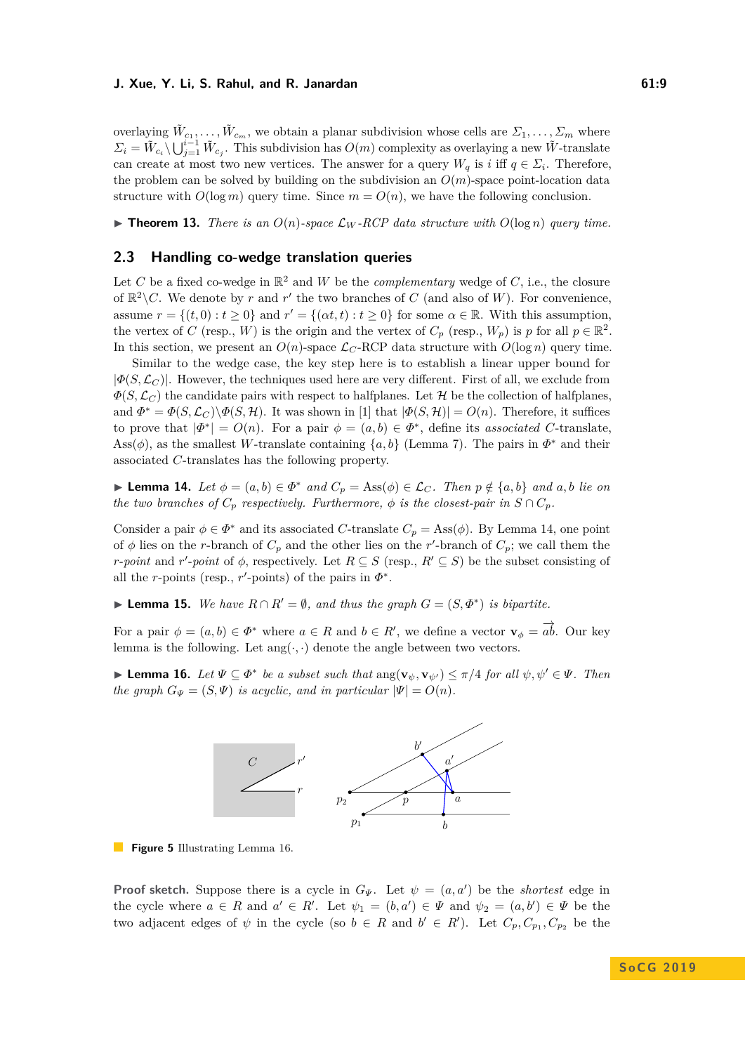overlaying $\tilde{W}_{c_1}, \dots, \tilde{W}_{c_m}$, we obtain a planar subdivision whose cells are $\Sigma_1, \dots, \Sigma_m$ where $\Sigma_i = \tilde{W}_{c_i} \setminus \bigcup_{j=1}^{i-1} \tilde{W}_{c_j}$. This subdivision has $O(m)$ complexity as overlaying a new $\tilde{W}$-translate can create at most two new vertices. The answer for a query $W_q$ is $i$ iff $q \in \Sigma_i$. Therefore, the problem can be solved by building on the subdivision an $O(m)$-space point-location data structure with $O(\log m)$ query time. Since $m = O(n)$, we have the following conclusion.

▶ **Theorem 13.** *There is an $O(n)$-space $\mathcal{L}_W$-RCP data structure with $O(\log n)$ query time.*

## 2.3 Handling co-wedge translation queries

Let $C$ be a fixed co-wedge in $\mathbb{R}^2$ and $W$ be the *complementary* wedge of $C$, i.e., the closure of $\mathbb{R}^2 \backslash C$. We denote by $r$ and $r'$ the two branches of $C$ (and also of $W$). For convenience, assume $r = \{(t, 0) : t \geq 0\}$ and $r' = \{(\alpha t, t) : t \geq 0\}$ for some $\alpha \in \mathbb{R}$. With this assumption, the vertex of $C$ (resp., $W$) is the origin and the vertex of $C_p$ (resp., $W_p$) is $p$ for all $p \in \mathbb{R}^2$. In this section, we present an $O(n)$-space $\mathcal{L}_C$-RCP data structure with $O(\log n)$ query time.

Similar to the wedge case, the key step here is to establish a linear upper bound for $|\Phi(S, \mathcal{L}_C)|$. However, the techniques used here are very different. First of all, we exclude from $\Phi(S, \mathcal{L}_C)$ the candidate pairs with respect to halfplanes. Let $\mathcal{H}$ be the collection of halfplanes, and $\Phi^* = \Phi(S, \mathcal{L}_C) \backslash \Phi(S, \mathcal{H})$. It was shown in [1] that $|\Phi(S, \mathcal{H})| = O(n)$. Therefore, it suffices to prove that $|\Phi^*| = O(n)$. For a pair $\phi = (a, b) \in \Phi^*$, define its *associated* $C$-translate, $\text{Ass}(\phi)$, as the smallest $W$-translate containing $\{a, b\}$ (Lemma 7). The pairs in $\Phi^*$ and their associated $C$-translates has the following property.

▶ **Lemma 14.** *Let $\phi = (a, b) \in \Phi^*$ and $C_p = \text{Ass}(\phi) \in \mathcal{L}_C$. Then $p \notin \{a, b\}$ and $a, b$ lie on the two branches of $C_p$ respectively. Furthermore, $\phi$ is the closest-pair in $S \cap C_p$.*

Consider a pair $\phi \in \Phi^*$ and its associated $C$-translate $C_p = \text{Ass}(\phi)$. By Lemma 14, one point of $\phi$ lies on the $r$-branch of $C_p$ and the other lies on the $r'$-branch of $C_p$; we call them the *$r$-point* and *$r'$-point* of $\phi$, respectively. Let $R \subseteq S$ (resp., $R' \subseteq S$) be the subset consisting of all the $r$-points (resp., $r'$-points) of the pairs in $\Phi^*$.

▶ **Lemma 15.** *We have $R \cap R' = \emptyset$, and thus the graph $G = (S, \Phi^*)$ is bipartite.*

For a pair $\phi = (a, b) \in \Phi^*$ where $a \in R$ and $b \in R'$, we define a vector $\mathbf{v}_\phi = \overrightarrow{ab}$. Our key lemma is the following. Let $\text{ang}(\cdot, \cdot)$ denote the angle between two vectors.

▶ **Lemma 16.** *Let $\Psi \subseteq \Phi^*$ be a subset such that $\text{ang}(\mathbf{v}_\psi, \mathbf{v}_{\psi'}) \leq \pi/4$ for all $\psi, \psi' \in \Psi$. Then the graph $G_\Psi = (S, \Psi)$ is acyclic, and in particular $|\Psi| = O(n)$.*

**Figure 5** Illustrating Lemma 16.

**Proof sketch.** Suppose there is a cycle in $G_\Psi$. Let $\psi = (a, a')$ be the *shortest* edge in the cycle where $a \in R$ and $a' \in R'$. Let $\psi_1 = (b, a') \in \Psi$ and $\psi_2 = (a, b') \in \Psi$ be the two adjacent edges of $\psi$ in the cycle (so $b \in R$ and $b' \in R'$). Let $C_p, C_{p_1}, C_{p_2}$ be the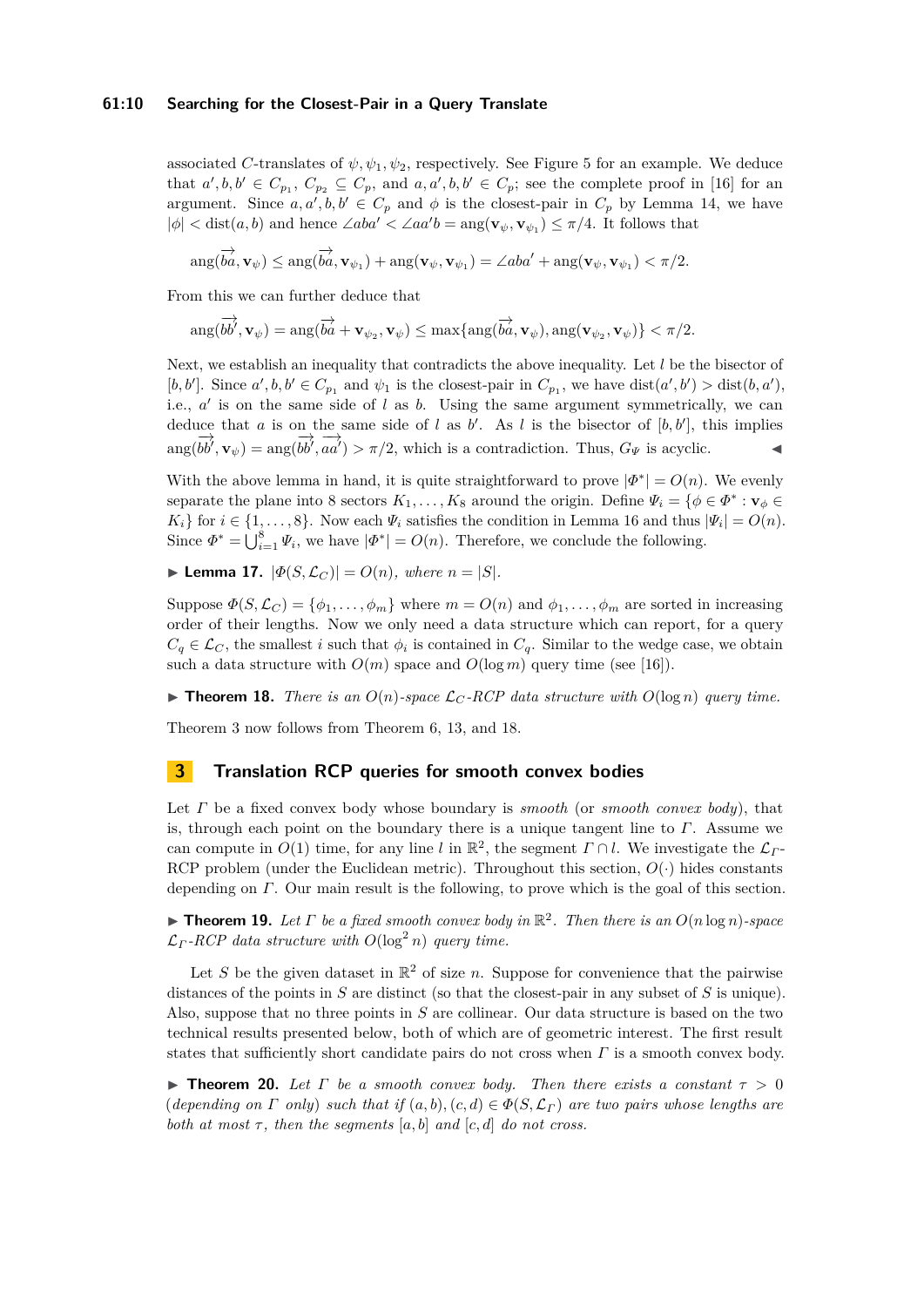associated $C$-translates of $\psi, \psi_1, \psi_2$, respectively. See Figure 5 for an example. We deduce that $a', b, b' \in C_{p_1}$, $C_{p_2} \subseteq C_p$, and $a, a', b, b' \in C_p$; see the complete proof in [16] for an argument. Since $a, a', b, b' \in C_p$ and $\phi$ is the closest-pair in $C_p$ by Lemma 14, we have $|\phi| < \text{dist}(a, b)$ and hence $\angle aba' < \angle aa'b = \text{ang}(\mathbf{v}_\psi, \mathbf{v}_{\psi_1}) \leq \pi/4$. It follows that

$$\text{ang}(\overrightarrow{ba}, \mathbf{v}_\psi) \leq \text{ang}(\overrightarrow{ba}, \mathbf{v}_{\psi_1}) + \text{ang}(\mathbf{v}_\psi, \mathbf{v}_{\psi_1}) = \angle aba' + \text{ang}(\mathbf{v}_\psi, \mathbf{v}_{\psi_1}) < \pi/2.$$

From this we can further deduce that

$$\text{ang}(\overrightarrow{bb'}, \mathbf{v}_\psi) = \text{ang}(\overrightarrow{ba} + \mathbf{v}_{\psi_2}, \mathbf{v}_\psi) \leq \max\{\text{ang}(\overrightarrow{ba}, \mathbf{v}_\psi), \text{ang}(\mathbf{v}_{\psi_2}, \mathbf{v}_\psi)\} < \pi/2.$$

Next, we establish an inequality that contradicts the above inequality. Let $l$ be the bisector of $[b, b']$. Since $a', b, b' \in C_{p_1}$ and $\psi_1$ is the closest-pair in $C_{p_1}$, we have $\text{dist}(a', b') > \text{dist}(b, a')$, i.e., $a'$ is on the same side of $l$ as $b$. Using the same argument symmetrically, we can deduce that $a$ is on the same side of $l$ as $b'$. As $l$ is the bisector of $[b, b']$, this implies $\text{ang}(\overrightarrow{bb'}, \mathbf{v}_\psi) = \text{ang}(\overrightarrow{bb'}, \overrightarrow{aa'}) > \pi/2$, which is a contradiction. Thus, $G_\Psi$ is acyclic. ◀

With the above lemma in hand, it is quite straightforward to prove $|\Phi^*| = O(n)$. We evenly separate the plane into 8 sectors $K_1, \dots, K_8$ around the origin. Define $\Psi_i = \{\phi \in \Phi^* : \mathbf{v}_\phi \in K_i\}$ for $i \in \{1, \dots, 8\}$. Now each $\Psi_i$ satisfies the condition in Lemma 16 and thus $|\Psi_i| = O(n)$. Since $\Phi^* = \bigcup_{i=1}^{8} \Psi_i$, we have $|\Phi^*| = O(n)$. Therefore, we conclude the following.

▶ **Lemma 17.** *$|\Phi(S, \mathcal{L}_C)| = O(n)$, where $n = |S|$.*

Suppose $\Phi(S, \mathcal{L}_C) = \{\phi_1, \dots, \phi_m\}$ where $m = O(n)$ and $\phi_1, \dots, \phi_m$ are sorted in increasing order of their lengths. Now we only need a data structure which can report, for a query $C_q \in \mathcal{L}_C$, the smallest $i$ such that $\phi_i$ is contained in $C_q$. Similar to the wedge case, we obtain such a data structure with $O(m)$ space and $O(\log m)$ query time (see [16]).

▶ **Theorem 18.** *There is an $O(n)$-space $\mathcal{L}_C$-RCP data structure with $O(\log n)$ query time.*

Theorem 3 now follows from Theorem 6, 13, and 18.

## 3 Translation RCP queries for smooth convex bodies

Let $\Gamma$ be a fixed convex body whose boundary is *smooth* (or *smooth convex body*), that is, through each point on the boundary there is a unique tangent line to $\Gamma$. Assume we can compute in $O(1)$ time, for any line $l$ in $\mathbb{R}^2$, the segment $\Gamma \cap l$. We investigate the $\mathcal{L}_\Gamma$-RCP problem (under the Euclidean metric). Throughout this section, $O(\cdot)$ hides constants depending on $\Gamma$. Our main result is the following, to prove which is the goal of this section.

▶ **Theorem 19.** *Let $\Gamma$ be a fixed smooth convex body in $\mathbb{R}^2$. Then there is an $O(n \log n)$-space $\mathcal{L}_\Gamma$-RCP data structure with $O(\log^2 n)$ query time.*

Let $S$ be the given dataset in $\mathbb{R}^2$ of size $n$. Suppose for convenience that the pairwise distances of the points in $S$ are distinct (so that the closest-pair in any subset of $S$ is unique). Also, suppose that no three points in $S$ are collinear. Our data structure is based on the two technical results presented below, both of which are of geometric interest. The first result states that sufficiently short candidate pairs do not cross when $\Gamma$ is a smooth convex body.

▶ **Theorem 20.** *Let $\Gamma$ be a smooth convex body. Then there exists a constant $\tau > 0$ (depending on $\Gamma$ only) such that if $(a, b), (c, d) \in \Phi(S, \mathcal{L}_\Gamma)$ are two pairs whose lengths are both at most $\tau$, then the segments $[a, b]$ and $[c, d]$ do not cross.*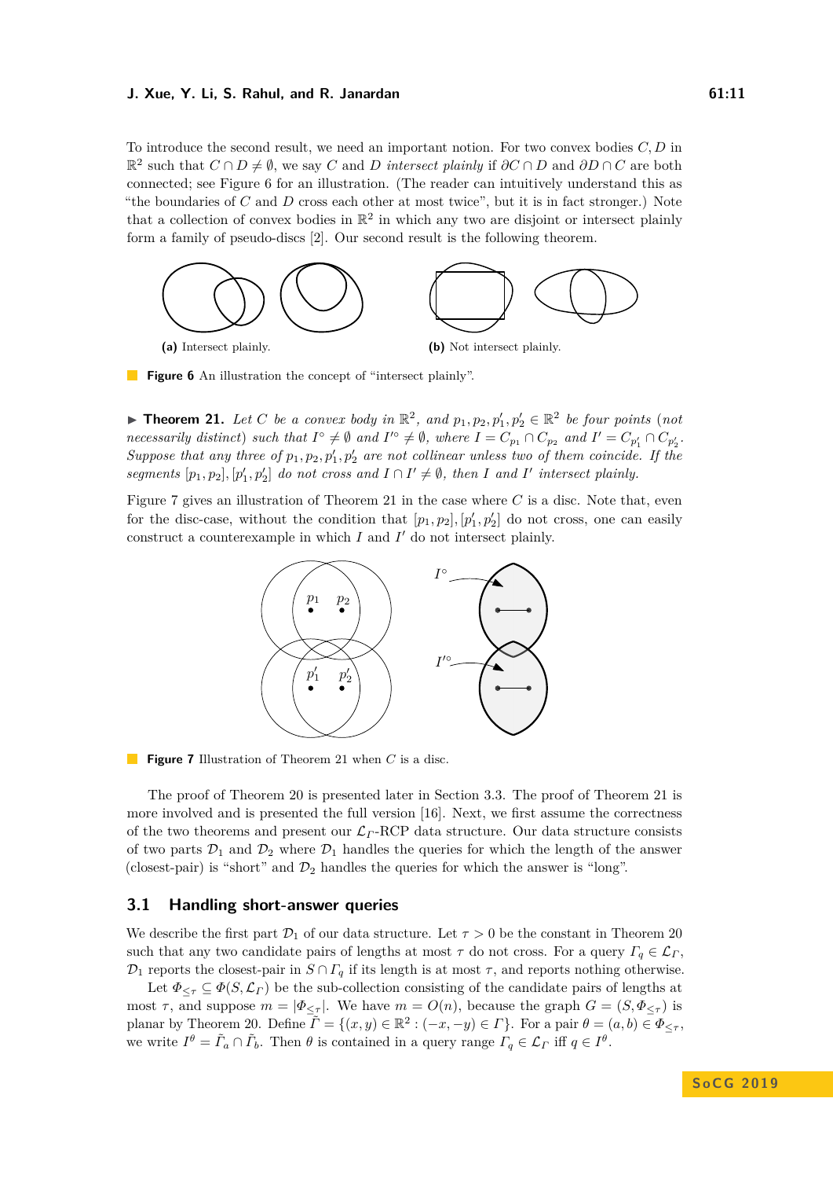To introduce the second result, we need an important notion. For two convex bodies $C, D$ in $\mathbb{R}^2$ such that $C \cap D \neq \emptyset$, we say $C$ and $D$ *intersect plainly* if $\partial C \cap D$ and $\partial D \cap C$ are both connected; see Figure 6 for an illustration. (The reader can intuitively understand this as "the boundaries of $C$ and $D$ cross each other at most twice", but it is in fact stronger.) Note that a collection of convex bodies in $\mathbb{R}^2$ in which any two are disjoint or intersect plainly form a family of pseudo-discs [2]. Our second result is the following theorem.

**(a)** Intersect plainly. **(b)** Not intersect plainly.

**Figure 6** An illustration the concept of "intersect plainly".

▶ **Theorem 21.** *Let $C$ be a convex body in $\mathbb{R}^2$, and $p_1, p_2, p_1', p_2' \in \mathbb{R}^2$ be four points (not necessarily distinct) such that $I^\circ \neq \emptyset$ and $I'^\circ \neq \emptyset$, where $I = C_{p_1} \cap C_{p_2}$ and $I' = C_{p_1'} \cap C_{p_2'}$. Suppose that any three of $p_1, p_2, p_1', p_2'$ are not collinear unless two of them coincide. If the segments $[p_1, p_2], [p_1', p_2']$ do not cross and $I \cap I' \neq \emptyset$, then $I$ and $I'$ intersect plainly.*

Figure 7 gives an illustration of Theorem 21 in the case where $C$ is a disc. Note that, even for the disc-case, without the condition that $[p_1, p_2], [p_1', p_2']$ do not cross, one can easily construct a counterexample in which $I$ and $I'$ do not intersect plainly.

**Figure 7** Illustration of Theorem 21 when $C$ is a disc.

The proof of Theorem 20 is presented later in Section 3.3. The proof of Theorem 21 is more involved and is presented the full version [16]. Next, we first assume the correctness of the two theorems and present our $\mathcal{L}_\Gamma$-RCP data structure. Our data structure consists of two parts $\mathcal{D}_1$ and $\mathcal{D}_2$ where $\mathcal{D}_1$ handles the queries for which the length of the answer (closest-pair) is "short" and $\mathcal{D}_2$ handles the queries for which the answer is "long".

## 3.1 Handling short-answer queries

We describe the first part $\mathcal{D}_1$ of our data structure. Let $\tau > 0$ be the constant in Theorem 20 such that any two candidate pairs of lengths at most $\tau$ do not cross. For a query $\Gamma_q \in \mathcal{L}_\Gamma$, $\mathcal{D}_1$ reports the closest-pair in $S \cap \Gamma_q$ if its length is at most $\tau$, and reports nothing otherwise.

Let $\Phi_{\leq \tau} \subseteq \Phi(S, \mathcal{L}_\Gamma)$ be the sub-collection consisting of the candidate pairs of lengths at most $\tau$, and suppose $m = |\Phi_{\leq \tau}|$. We have $m = O(n)$, because the graph $G = (S, \Phi_{\leq \tau})$ is planar by Theorem 20. Define $\tilde{\Gamma} = \{(x, y) \in \mathbb{R}^2 : (-x, -y) \in \Gamma\}$. For a pair $\theta = (a, b) \in \Phi_{\leq \tau}$, we write $I^\theta = \tilde{\Gamma}_a \cap \tilde{\Gamma}_b$. Then $\theta$ is contained in a query range $\Gamma_q \in \mathcal{L}_\Gamma$ iff $q \in I^\theta$.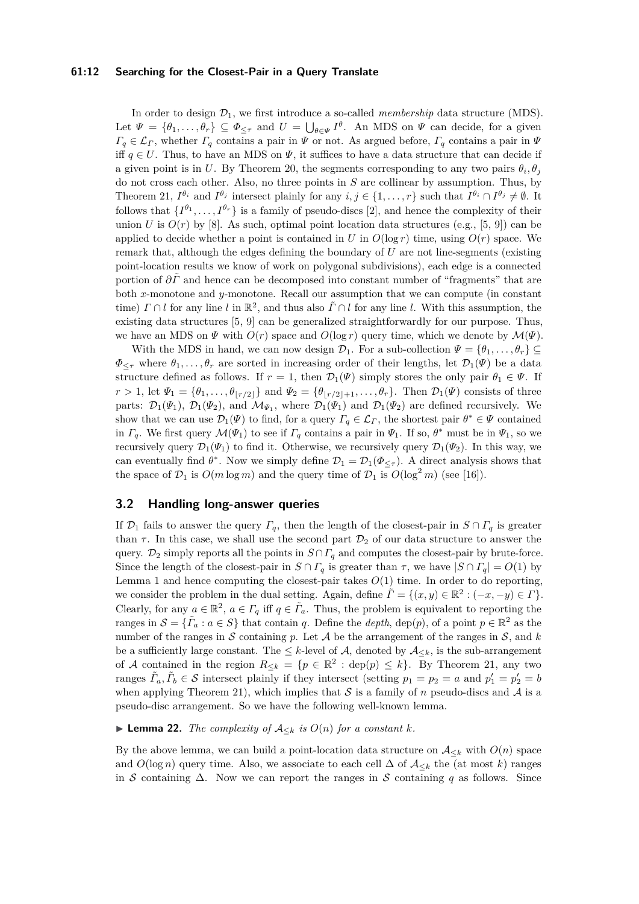In order to design $\mathcal{D}_1$, we first introduce a so-called *membership* data structure (MDS). Let $\Psi = \{\theta_1, \dots, \theta_r\} \subseteq \Phi_{\leq \tau}$ and $U = \bigcup_{\theta \in \Psi} I^\theta$. An MDS on $\Psi$ can decide, for a given $\Gamma_q \in \mathcal{L}_\Gamma$, whether $\Gamma_q$ contains a pair in $\Psi$ or not. As argued before, $\Gamma_q$ contains a pair in $\Psi$ iff $q \in U$. Thus, to have an MDS on $\Psi$, it suffices to have a data structure that can decide if a given point is in $U$. By Theorem 20, the segments corresponding to any two pairs $\theta_i, \theta_j$ do not cross each other. Also, no three points in $S$ are collinear by assumption. Thus, by Theorem 21, $I^{\theta_i}$ and $I^{\theta_j}$ intersect plainly for any $i, j \in \{1, \dots, r\}$ such that $I^{\theta_i} \cap I^{\theta_j} \neq \emptyset$. It follows that $\{I^{\theta_1}, \dots, I^{\theta_r}\}$ is a family of pseudo-discs [2], and hence the complexity of their union $U$ is $O(r)$ by [8]. As such, optimal point location data structures (e.g., [5, 9]) can be applied to decide whether a point is contained in $U$ in $O(\log r)$ time, using $O(r)$ space. We remark that, although the edges defining the boundary of $U$ are not line-segments (existing point-location results we know of work on polygonal subdivisions), each edge is a connected portion of $\partial \tilde{\Gamma}$ and hence can be decomposed into constant number of "fragments" that are both $x$-monotone and $y$-monotone. Recall our assumption that we can compute (in constant time) $\Gamma \cap l$ for any line $l$ in $\mathbb{R}^2$, and thus also $\tilde{\Gamma} \cap l$ for any line $l$. With this assumption, the existing data structures [5, 9] can be generalized straightforwardly for our purpose. Thus, we have an MDS on $\Psi$ with $O(r)$ space and $O(\log r)$ query time, which we denote by $\mathcal{M}(\Psi)$.

With the MDS in hand, we can now design $\mathcal{D}_1$. For a sub-collection $\Psi = \{\theta_1, \dots, \theta_r\} \subseteq \Phi_{\leq \tau}$ where $\theta_1, \dots, \theta_r$ are sorted in increasing order of their lengths, let $\mathcal{D}_1(\Psi)$ be a data structure defined as follows. If $r = 1$, then $\mathcal{D}_1(\Psi)$ simply stores the only pair $\theta_1 \in \Psi$. If $r > 1$, let $\Psi_1 = \{\theta_1, \dots, \theta_{\lfloor r/2 \rfloor}\}$ and $\Psi_2 = \{\theta_{\lfloor r/2 \rfloor + 1}, \dots, \theta_r\}$. Then $\mathcal{D}_1(\Psi)$ consists of three parts: $\mathcal{D}_1(\Psi_1)$, $\mathcal{D}_1(\Psi_2)$, and $\mathcal{M}_{\Psi_1}$, where $\mathcal{D}_1(\Psi_1)$ and $\mathcal{D}_1(\Psi_2)$ are defined recursively. We show that we can use $\mathcal{D}_1(\Psi)$ to find, for a query $\Gamma_q \in \mathcal{L}_\Gamma$, the shortest pair $\theta^* \in \Psi$ contained in $\Gamma_q$. We first query $\mathcal{M}(\Psi_1)$ to see if $\Gamma_q$ contains a pair in $\Psi_1$. If so, $\theta^*$ must be in $\Psi_1$, so we recursively query $\mathcal{D}_1(\Psi_1)$ to find it. Otherwise, we recursively query $\mathcal{D}_1(\Psi_2)$. In this way, we can eventually find $\theta^*$. Now we simply define $\mathcal{D}_1 = \mathcal{D}_1(\Phi_{\leq \tau})$. A direct analysis shows that the space of $\mathcal{D}_1$ is $O(m \log m)$ and the query time of $\mathcal{D}_1$ is $O(\log^2 m)$ (see [16]).

## 3.2 Handling long-answer queries

If $\mathcal{D}_1$ fails to answer the query $\Gamma_q$, then the length of the closest-pair in $S \cap \Gamma_q$ is greater than $\tau$. In this case, we shall use the second part $\mathcal{D}_2$ of our data structure to answer the query. $\mathcal{D}_2$ simply reports all the points in $S \cap \Gamma_q$ and computes the closest-pair by brute-force. Since the length of the closest-pair in $S \cap \Gamma_q$ is greater than $\tau$, we have $|S \cap \Gamma_q| = O(1)$ by Lemma 1 and hence computing the closest-pair takes $O(1)$ time. In order to do reporting, we consider the problem in the dual setting. Again, define $\tilde{\Gamma} = \{(x, y) \in \mathbb{R}^2 : (-x, -y) \in \Gamma\}$. Clearly, for any $a \in \mathbb{R}^2$, $a \in \Gamma_q$ iff $q \in \tilde{\Gamma}_a$. Thus, the problem is equivalent to reporting the ranges in $\mathcal{S} = \{\tilde{\Gamma}_a : a \in S\}$ that contain $q$. Define the *depth*, $\mathrm{dep}(p)$, of a point $p \in \mathbb{R}^2$ as the number of the ranges in $\mathcal{S}$ containing $p$. Let $\mathcal{A}$ be the arrangement of the ranges in $\mathcal{S}$, and $k$ be a sufficiently large constant. The $\leq k$-level of $\mathcal{A}$, denoted by $\mathcal{A}_{\leq k}$, is the sub-arrangement of $\mathcal{A}$ contained in the region $R_{\leq k} = \{p \in \mathbb{R}^2 : \mathrm{dep}(p) \leq k\}$. By Theorem 21, any two ranges $\tilde{\Gamma}_a, \tilde{\Gamma}_b \in \mathcal{S}$ intersect plainly if they intersect (setting $p_1 = p_2 = a$ and $p_1' = p_2' = b$ when applying Theorem 21), which implies that $\mathcal{S}$ is a family of $n$ pseudo-discs and $\mathcal{A}$ is a pseudo-disc arrangement. So we have the following well-known lemma.

▶ **Lemma 22.** *The complexity of $\mathcal{A}_{\leq k}$ is $O(n)$ for a constant $k$.*

By the above lemma, we can build a point-location data structure on $\mathcal{A}_{\leq k}$ with $O(n)$ space and $O(\log n)$ query time. Also, we associate to each cell $\Delta$ of $\mathcal{A}_{\leq k}$ the (at most $k$) ranges in $\mathcal{S}$ containing $\Delta$. Now we can report the ranges in $\mathcal{S}$ containing $q$ as follows. Since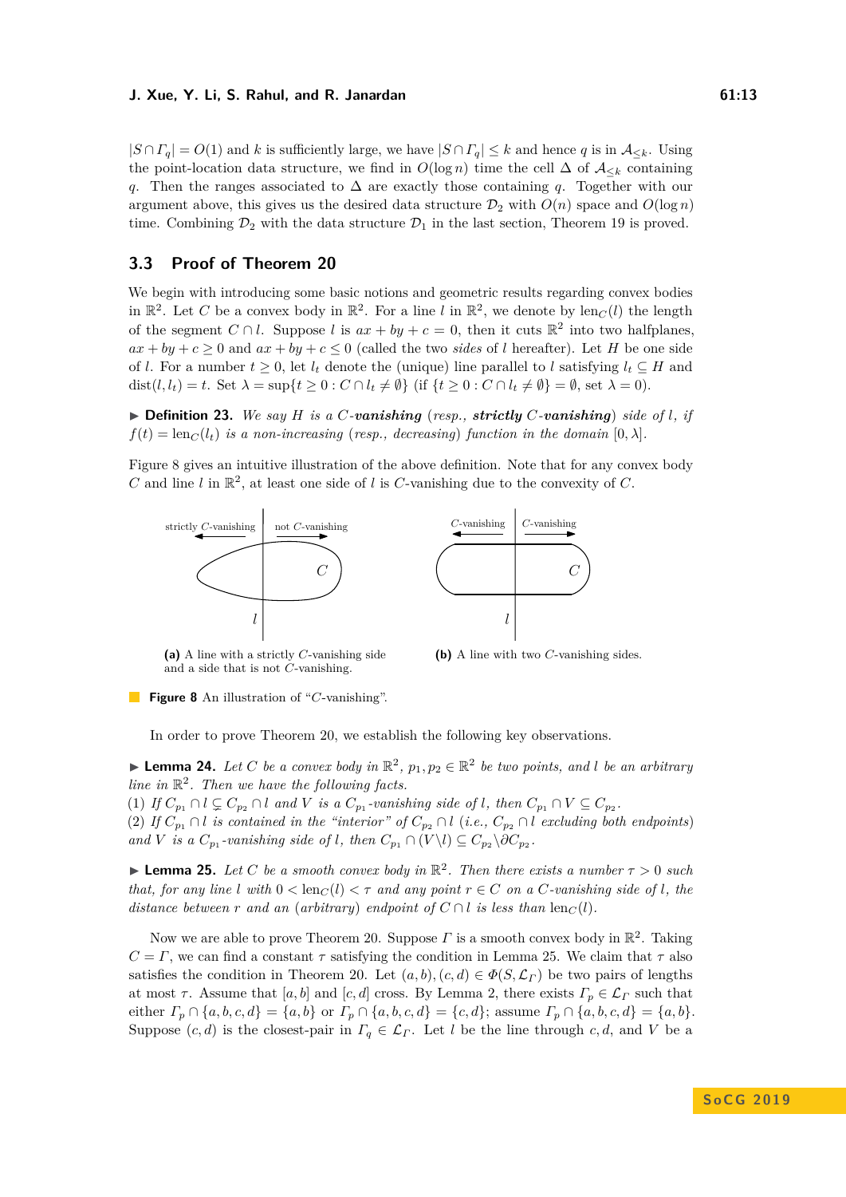$|S \cap \Gamma_q| = O(1)$ and $k$ is sufficiently large, we have $|S \cap \Gamma_q| \leq k$ and hence $q$ is in $\mathcal{A}_{\leq k}$. Using the point-location data structure, we find in $O(\log n)$ time the cell $\Delta$ of $\mathcal{A}_{\leq k}$ containing $q$. Then the ranges associated to $\Delta$ are exactly those containing $q$. Together with our argument above, this gives us the desired data structure $\mathcal{D}_2$ with $O(n)$ space and $O(\log n)$ time. Combining $\mathcal{D}_2$ with the data structure $\mathcal{D}_1$ in the last section, Theorem 19 is proved.

## 3.3 Proof of Theorem 20

We begin with introducing some basic notions and geometric results regarding convex bodies in $\mathbb{R}^2$. Let $C$ be a convex body in $\mathbb{R}^2$. For a line $l$ in $\mathbb{R}^2$, we denote by $\text{len}_C(l)$ the length of the segment $C \cap l$. Suppose $l$ is $ax + by + c = 0$, then it cuts $\mathbb{R}^2$ into two halfplanes, $ax + by + c \geq 0$ and $ax + by + c \leq 0$ (called the two *sides* of $l$ hereafter). Let $H$ be one side of $l$. For a number $t \geq 0$, let $l_t$ denote the (unique) line parallel to $l$ satisfying $l_t \subseteq H$ and $\text{dist}(l, l_t) = t$. Set $\lambda = \sup\{t \geq 0 : C \cap l_t \neq \emptyset\}$ (if $\{t \geq 0 : C \cap l_t \neq \emptyset\} = \emptyset$, set $\lambda = 0$).

▶ **Definition 23.** *We say $H$ is a $C$-**vanishing** (resp., **strictly** $C$-**vanishing**) side of $l$, if $f(t) = \text{len}_C(l_t)$ is a non-increasing (resp., decreasing) function in the domain $[0, \lambda]$.*

Figure 8 gives an intuitive illustration of the above definition. Note that for any convex body $C$ and line $l$ in $\mathbb{R}^2$, at least one side of $l$ is $C$-vanishing due to the convexity of $C$.

**(a)** A line with a strictly $C$-vanishing side and a side that is not $C$-vanishing.

**(b)** A line with two $C$-vanishing sides.

**Figure 8** An illustration of "$C$-vanishing".

In order to prove Theorem 20, we establish the following key observations.

▶ **Lemma 24.** *Let $C$ be a convex body in $\mathbb{R}^2$, $p_1, p_2 \in \mathbb{R}^2$ be two points, and $l$ be an arbitrary line in $\mathbb{R}^2$. Then we have the following facts.*
*(1) If $C_{p_1} \cap l \subsetneq C_{p_2} \cap l$ and $V$ is a $C_{p_1}$-vanishing side of $l$, then $C_{p_1} \cap V \subseteq C_{p_2}$.*
*(2) If $C_{p_1} \cap l$ is contained in the "interior" of $C_{p_2} \cap l$ (i.e., $C_{p_2} \cap l$ excluding both endpoints) and $V$ is a $C_{p_1}$-vanishing side of $l$, then $C_{p_1} \cap (V \backslash l) \subseteq C_{p_2} \backslash \partial C_{p_2}$.*

▶ **Lemma 25.** *Let $C$ be a smooth convex body in $\mathbb{R}^2$. Then there exists a number $\tau > 0$ such that, for any line $l$ with $0 < \text{len}_C(l) < \tau$ and any point $r \in C$ on a $C$-vanishing side of $l$, the distance between $r$ and an (arbitrary) endpoint of $C \cap l$ is less than $\text{len}_C(l)$.*

Now we are able to prove Theorem 20. Suppose $\Gamma$ is a smooth convex body in $\mathbb{R}^2$. Taking $C = \Gamma$, we can find a constant $\tau$ satisfying the condition in Lemma 25. We claim that $\tau$ also satisfies the condition in Theorem 20. Let $(a, b), (c, d) \in \Phi(S, \mathcal{L}_\Gamma)$ be two pairs of lengths at most $\tau$. Assume that $[a, b]$ and $[c, d]$ cross. By Lemma 2, there exists $\Gamma_p \in \mathcal{L}_\Gamma$ such that either $\Gamma_p \cap \{a, b, c, d\} = \{a, b\}$ or $\Gamma_p \cap \{a, b, c, d\} = \{c, d\}$; assume $\Gamma_p \cap \{a, b, c, d\} = \{a, b\}$. Suppose $(c, d)$ is the closest-pair in $\Gamma_q \in \mathcal{L}_\Gamma$. Let $l$ be the line through $c, d$, and $V$ be a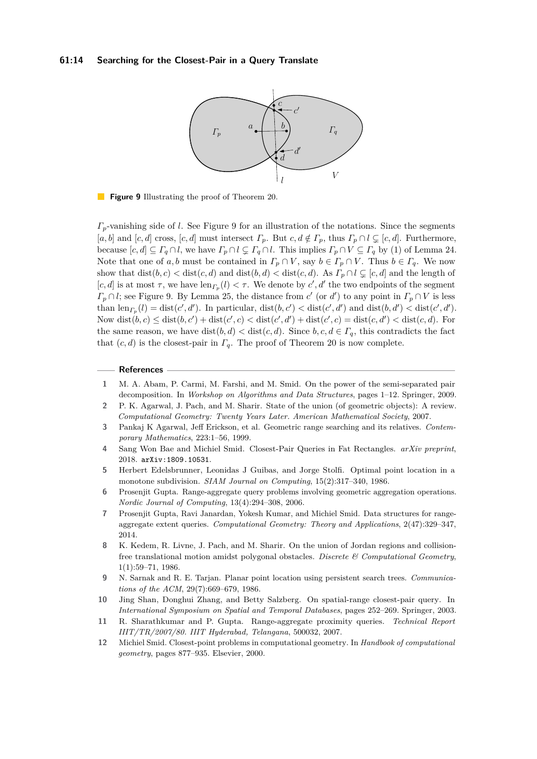**Figure 9** Illustrating the proof of Theorem 20.

$\Gamma_p$-vanishing side of $l$. See Figure 9 for an illustration of the notations. Since the segments $[a, b]$ and $[c, d]$ cross, $[c, d]$ must intersect $\Gamma_p$. But $c, d \notin \Gamma_p$, thus $\Gamma_p \cap l \subsetneq [c, d]$. Furthermore, because $[c, d] \subseteq \Gamma_q \cap l$, we have $\Gamma_p \cap l \subsetneq \Gamma_q \cap l$. This implies $\Gamma_p \cap V \subseteq \Gamma_q$ by (1) of Lemma 24. Note that one of $a, b$ must be contained in $\Gamma_p \cap V$, say $b \in \Gamma_p \cap V$. Thus $b \in \Gamma_q$. We now show that $\text{dist}(b, c) < \text{dist}(c, d)$ and $\text{dist}(b, d) < \text{dist}(c, d)$. As $\Gamma_p \cap l \subsetneq [c, d]$ and the length of $[c, d]$ is at most $\tau$, we have $\text{len}_{\Gamma_p}(l) < \tau$. We denote by $c', d'$ the two endpoints of the segment $\Gamma_p \cap l$; see Figure 9. By Lemma 25, the distance from $c'$ (or $d'$) to any point in $\Gamma_p \cap V$ is less than $\text{len}_{\Gamma_p}(l) = \text{dist}(c', d')$. In particular, $\text{dist}(b, c') < \text{dist}(c', d')$ and $\text{dist}(b, d') < \text{dist}(c', d')$. Now $\text{dist}(b, c) \leq \text{dist}(b, c') + \text{dist}(c', c) < \text{dist}(c', d') + \text{dist}(c', c) = \text{dist}(c, d') < \text{dist}(c, d)$. For the same reason, we have $\text{dist}(b, d) < \text{dist}(c, d)$. Since $b, c, d \in \Gamma_q$, this contradicts the fact that $(c, d)$ is the closest-pair in $\Gamma_q$. The proof of Theorem 20 is now complete.

## References

1. M. A. Abam, P. Carmi, M. Farshi, and M. Smid. On the power of the semi-separated pair decomposition. In *Workshop on Algorithms and Data Structures*, pages 1–12. Springer, 2009.
2. P. K. Agarwal, J. Pach, and M. Sharir. State of the union (of geometric objects): A review. *Computational Geometry: Twenty Years Later. American Mathematical Society*, 2007.
3. Pankaj K Agarwal, Jeff Erickson, et al. Geometric range searching and its relatives. *Contemporary Mathematics*, 223:1–56, 1999.
4. Sang Won Bae and Michiel Smid. Closest-Pair Queries in Fat Rectangles. *arXiv preprint*, 2018. arXiv:1809.10531.
5. Herbert Edelsbrunner, Leonidas J Guibas, and Jorge Stolfi. Optimal point location in a monotone subdivision. *SIAM Journal on Computing*, 15(2):317–340, 1986.
6. Prosenjit Gupta. Range-aggregate query problems involving geometric aggregation operations. *Nordic Journal of Computing*, 13(4):294–308, 2006.
7. Prosenjit Gupta, Ravi Janardan, Yokesh Kumar, and Michiel Smid. Data structures for range-aggregate extent queries. *Computational Geometry: Theory and Applications*, 2(47):329–347, 2014.
8. K. Kedem, R. Livne, J. Pach, and M. Sharir. On the union of Jordan regions and collision-free translational motion amidst polygonal obstacles. *Discrete & Computational Geometry*, 1(1):59–71, 1986.
9. N. Sarnak and R. E. Tarjan. Planar point location using persistent search trees. *Communications of the ACM*, 29(7):669–679, 1986.
10. Jing Shan, Donghui Zhang, and Betty Salzberg. On spatial-range closest-pair query. In *International Symposium on Spatial and Temporal Databases*, pages 252–269. Springer, 2003.
11. R. Sharathkumar and P. Gupta. Range-aggregate proximity queries. *Technical Report IIIT/TR/2007/80. IIIT Hyderabad, Telangana*, 500032, 2007.
12. Michiel Smid. Closest-point problems in computational geometry. In *Handbook of computational geometry*, pages 877–935. Elsevier, 2000.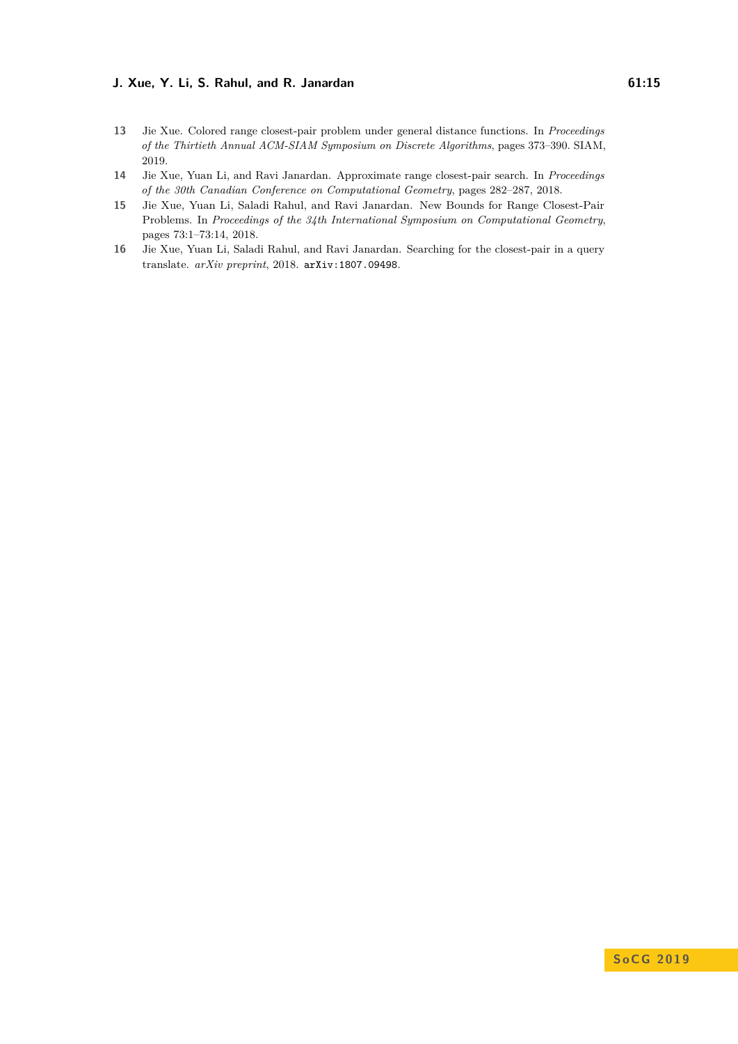13 Jie Xue. Colored range closest-pair problem under general distance functions. In *Proceedings of the Thirtieth Annual ACM-SIAM Symposium on Discrete Algorithms*, pages 373–390. SIAM, 2019.

14 Jie Xue, Yuan Li, and Ravi Janardan. Approximate range closest-pair search. In *Proceedings of the 30th Canadian Conference on Computational Geometry*, pages 282–287, 2018.

15 Jie Xue, Yuan Li, Saladi Rahul, and Ravi Janardan. New Bounds for Range Closest-Pair Problems. In *Proceedings of the 34th International Symposium on Computational Geometry*, pages 73:1–73:14, 2018.

16 Jie Xue, Yuan Li, Saladi Rahul, and Ravi Janardan. Searching for the closest-pair in a query translate. *arXiv preprint*, 2018. arXiv:1807.09498.